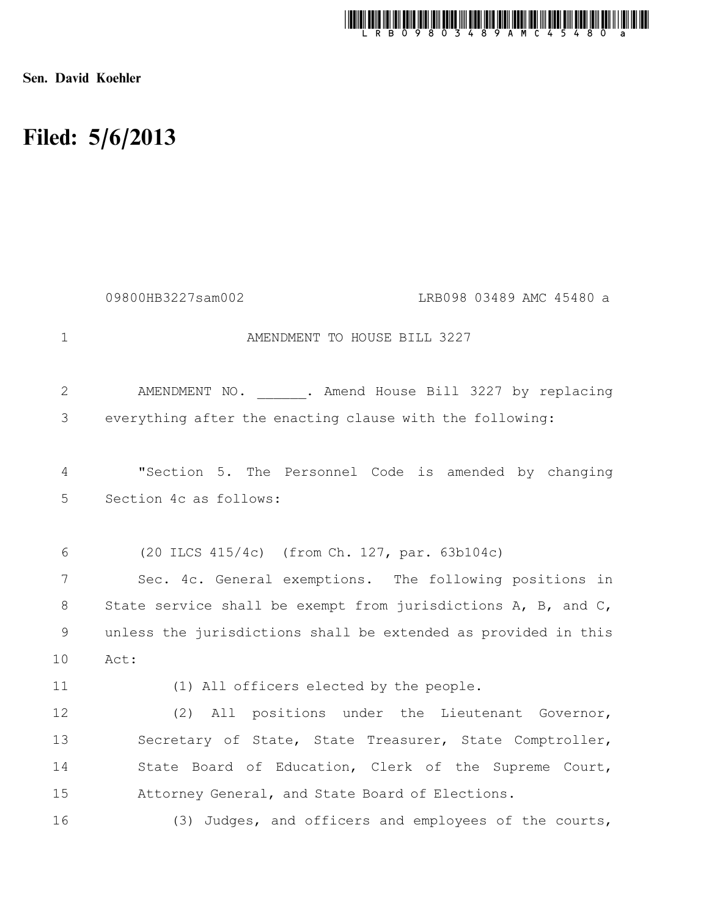**Sen. David Koehler**

# Filed: 5/6/2013

09800HB3227sam002 LRB098 03489 AMC 45480 a

AMENDMENT TO HOUSE BILL 3227

AMENDMENT NO. ______. Amend House Bill 3227 by replacing everything after the enacting clause with the following:

"Section 5. The Personnel Code is amended by changing Section 4c as follows:

(20 ILCS 415/4c) (from Ch. 127, par. 63b104c)

Sec. 4c. General exemptions. The following positions in State service shall be exempt from jurisdictions A, B, and C, unless the jurisdictions shall be extended as provided in this Act:

(1) All officers elected by the people.

(2) All positions under the Lieutenant Governor, Secretary of State, State Treasurer, State Comptroller, State Board of Education, Clerk of the Supreme Court, Attorney General, and State Board of Elections.

(3) Judges, and officers and employees of the courts,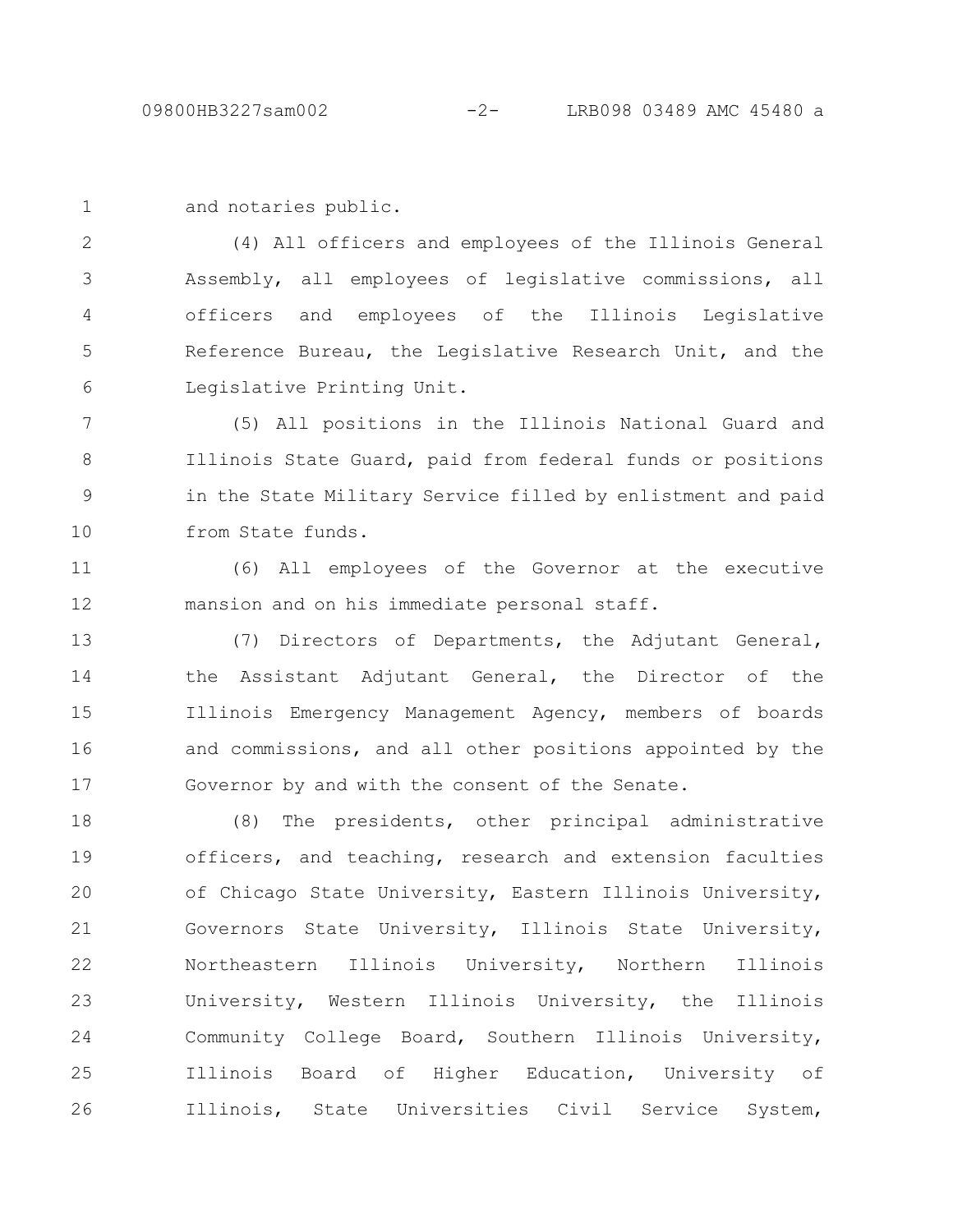and notaries public.

(4) All officers and employees of the Illinois General Assembly, all employees of legislative commissions, all officers and employees of the Illinois Legislative Reference Bureau, the Legislative Research Unit, and the Legislative Printing Unit.

(5) All positions in the Illinois National Guard and Illinois State Guard, paid from federal funds or positions in the State Military Service filled by enlistment and paid from State funds.

(6) All employees of the Governor at the executive mansion and on his immediate personal staff.

(7) Directors of Departments, the Adjutant General, the Assistant Adjutant General, the Director of the Illinois Emergency Management Agency, members of boards and commissions, and all other positions appointed by the Governor by and with the consent of the Senate.

(8) The presidents, other principal administrative officers, and teaching, research and extension faculties of Chicago State University, Eastern Illinois University, Governors State University, Illinois State University, Northeastern Illinois University, Northern Illinois University, Western Illinois University, the Illinois Community College Board, Southern Illinois University, Illinois Board of Higher Education, University of Illinois, State Universities Civil Service System,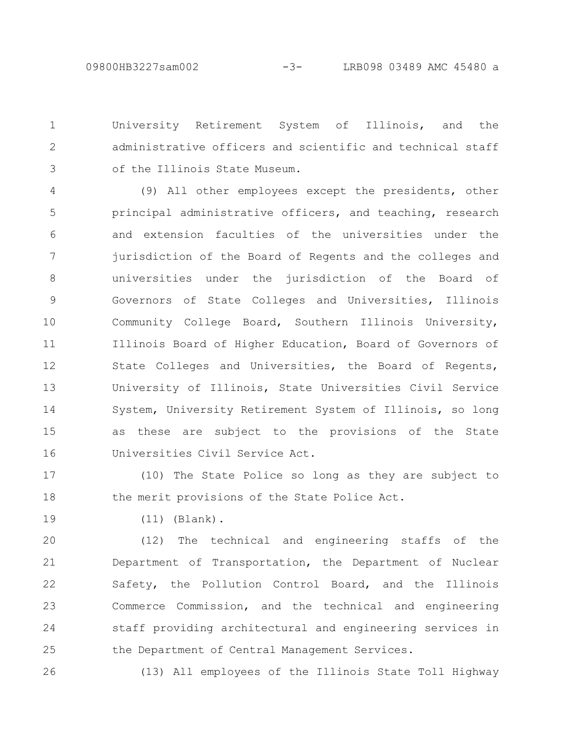University Retirement System of Illinois, and the administrative officers and scientific and technical staff of the Illinois State Museum.

(9) All other employees except the presidents, other principal administrative officers, and teaching, research and extension faculties of the universities under the jurisdiction of the Board of Regents and the colleges and universities under the jurisdiction of the Board of Governors of State Colleges and Universities, Illinois Community College Board, Southern Illinois University, Illinois Board of Higher Education, Board of Governors of State Colleges and Universities, the Board of Regents, University of Illinois, State Universities Civil Service System, University Retirement System of Illinois, so long as these are subject to the provisions of the State Universities Civil Service Act.

(10) The State Police so long as they are subject to the merit provisions of the State Police Act.

(11) (Blank).

(12) The technical and engineering staffs of the Department of Transportation, the Department of Nuclear Safety, the Pollution Control Board, and the Illinois Commerce Commission, and the technical and engineering staff providing architectural and engineering services in the Department of Central Management Services.

(13) All employees of the Illinois State Toll Highway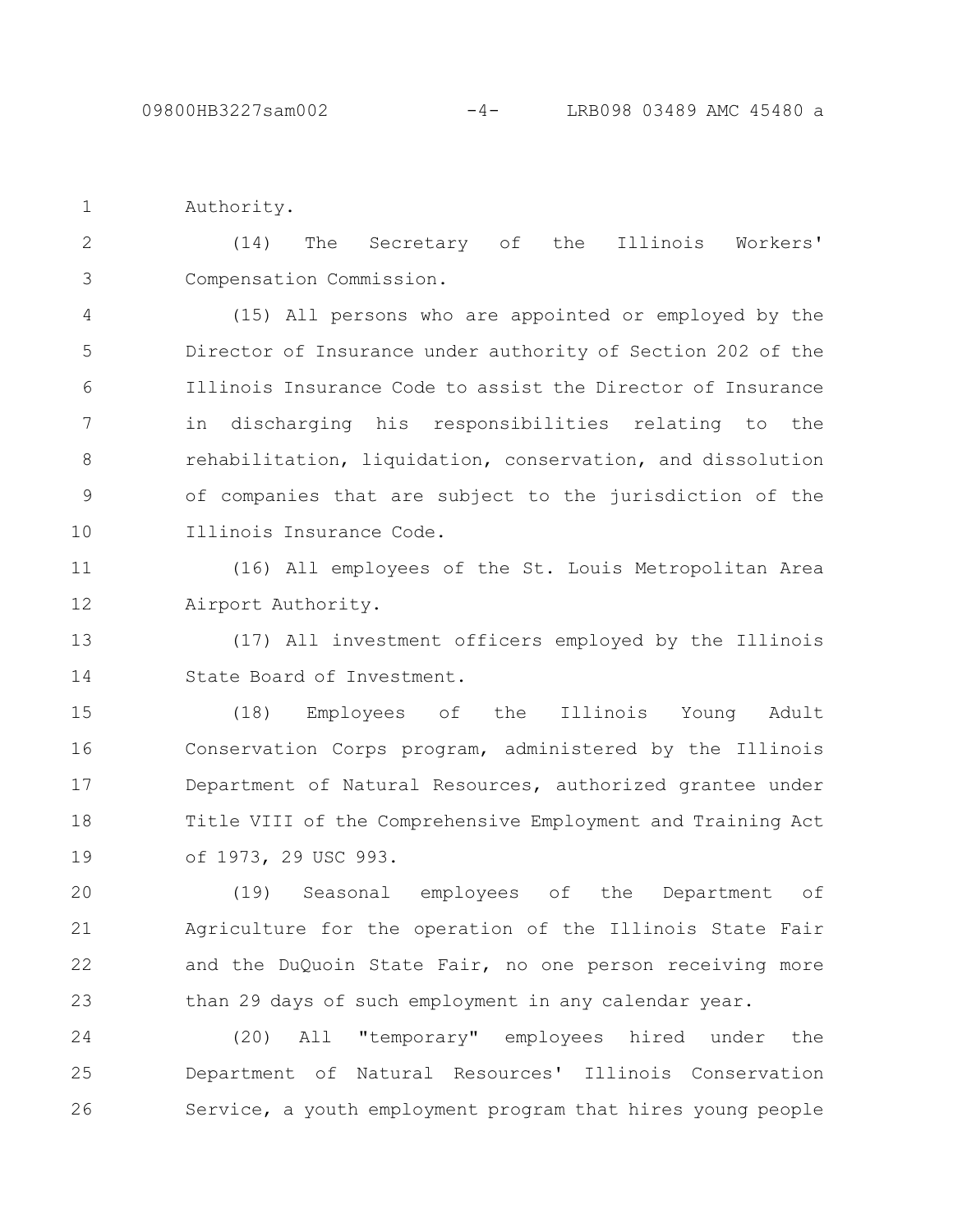Authority.

(14) The Secretary of the Illinois Workers' Compensation Commission.

(15) All persons who are appointed or employed by the Director of Insurance under authority of Section 202 of the Illinois Insurance Code to assist the Director of Insurance in discharging his responsibilities relating to the rehabilitation, liquidation, conservation, and dissolution of companies that are subject to the jurisdiction of the Illinois Insurance Code.

(16) All employees of the St. Louis Metropolitan Area Airport Authority.

(17) All investment officers employed by the Illinois State Board of Investment.

(18) Employees of the Illinois Young Adult Conservation Corps program, administered by the Illinois Department of Natural Resources, authorized grantee under Title VIII of the Comprehensive Employment and Training Act of 1973, 29 USC 993.

(19) Seasonal employees of the Department of Agriculture for the operation of the Illinois State Fair and the DuQuoin State Fair, no one person receiving more than 29 days of such employment in any calendar year.

(20) All "temporary" employees hired under the Department of Natural Resources' Illinois Conservation Service, a youth employment program that hires young people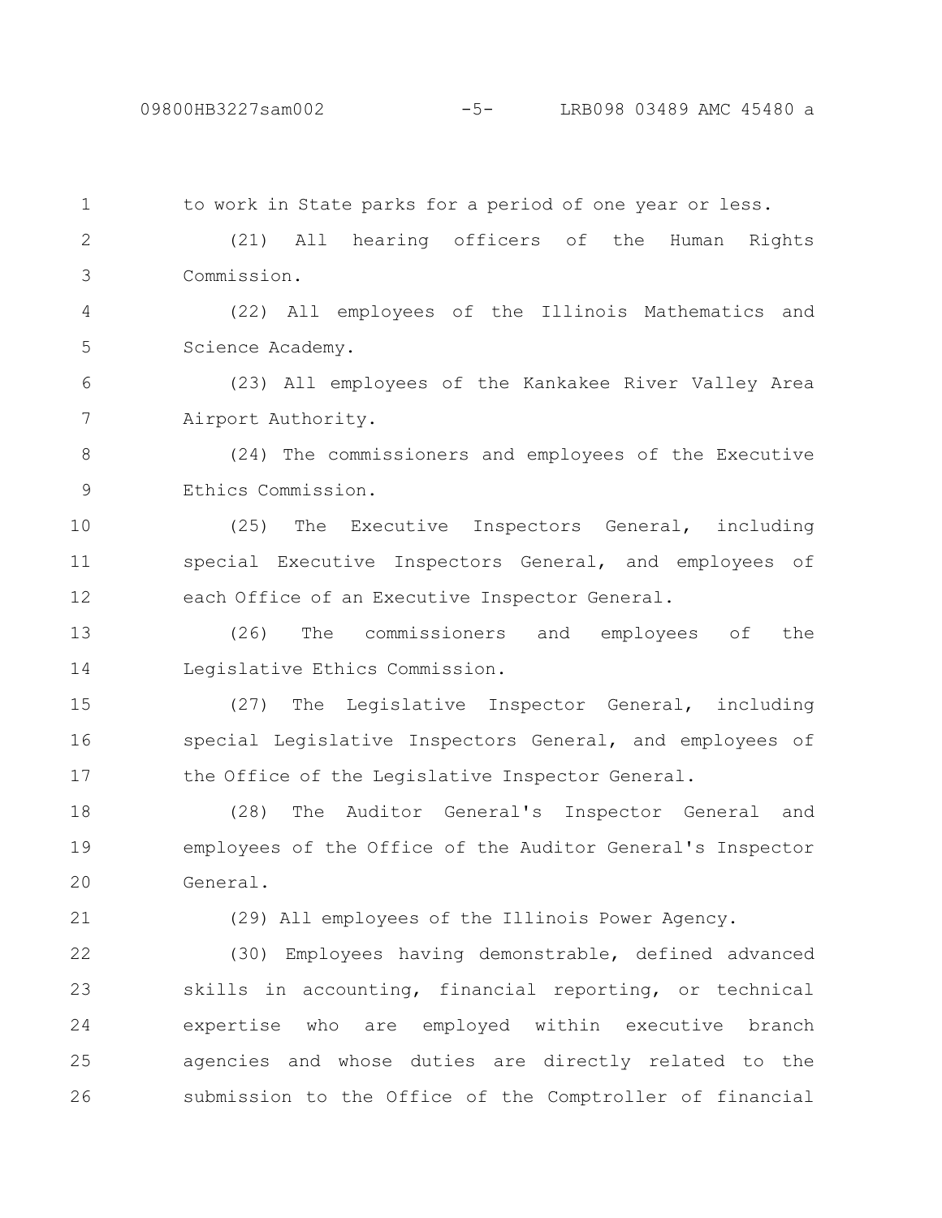to work in State parks for a period of one year or less.

(21) All hearing officers of the Human Rights Commission.

(22) All employees of the Illinois Mathematics and Science Academy.

(23) All employees of the Kankakee River Valley Area Airport Authority.

(24) The commissioners and employees of the Executive Ethics Commission.

(25) The Executive Inspectors General, including special Executive Inspectors General, and employees of each Office of an Executive Inspector General.

(26) The commissioners and employees of the Legislative Ethics Commission.

(27) The Legislative Inspector General, including special Legislative Inspectors General, and employees of the Office of the Legislative Inspector General.

(28) The Auditor General's Inspector General and employees of the Office of the Auditor General's Inspector General.

(29) All employees of the Illinois Power Agency.

(30) Employees having demonstrable, defined advanced skills in accounting, financial reporting, or technical expertise who are employed within executive branch agencies and whose duties are directly related to the submission to the Office of the Comptroller of financial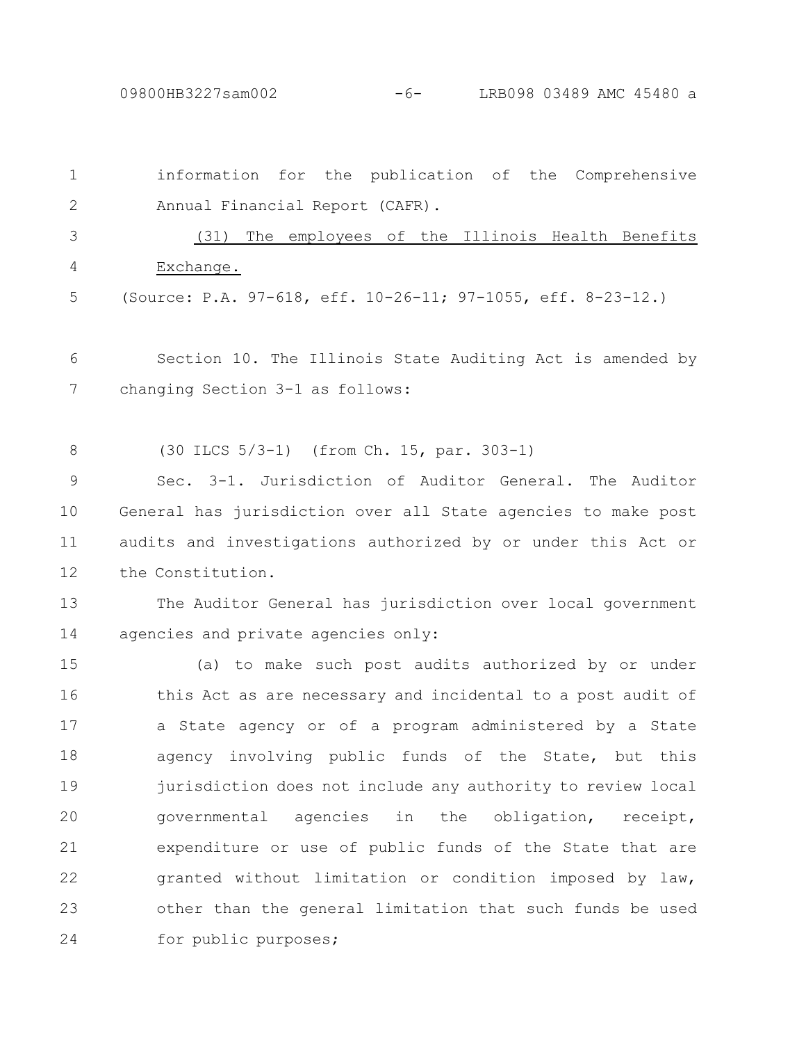information for the publication of the Comprehensive Annual Financial Report (CAFR).

<u>(31) The employees of the Illinois Health Benefits Exchange.</u>

(Source: P.A. 97-618, eff. 10-26-11; 97-1055, eff. 8-23-12.)

Section 10. The Illinois State Auditing Act is amended by changing Section 3-1 as follows:

(30 ILCS 5/3-1) (from Ch. 15, par. 303-1)

Sec. 3-1. Jurisdiction of Auditor General. The Auditor General has jurisdiction over all State agencies to make post audits and investigations authorized by or under this Act or the Constitution.

The Auditor General has jurisdiction over local government agencies and private agencies only:

(a) to make such post audits authorized by or under this Act as are necessary and incidental to a post audit of a State agency or of a program administered by a State agency involving public funds of the State, but this jurisdiction does not include any authority to review local governmental agencies in the obligation, receipt, expenditure or use of public funds of the State that are granted without limitation or condition imposed by law, other than the general limitation that such funds be used for public purposes;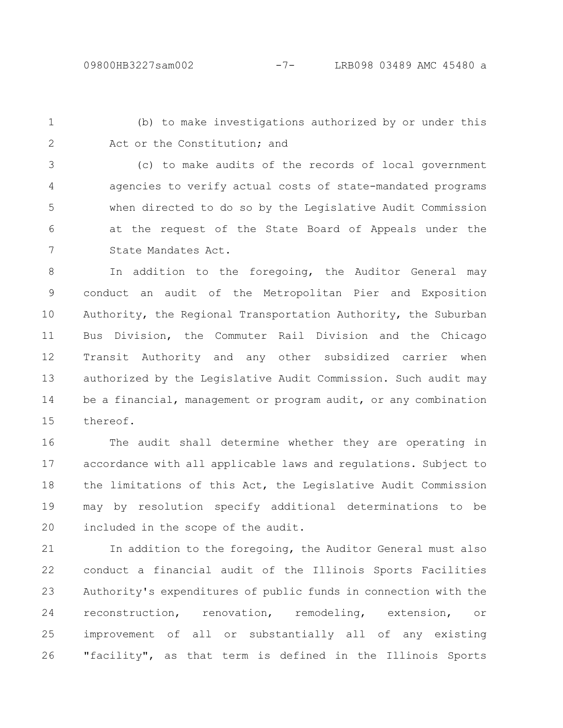(b) to make investigations authorized by or under this Act or the Constitution; and

(c) to make audits of the records of local government agencies to verify actual costs of state-mandated programs when directed to do so by the Legislative Audit Commission at the request of the State Board of Appeals under the State Mandates Act.

In addition to the foregoing, the Auditor General may conduct an audit of the Metropolitan Pier and Exposition Authority, the Regional Transportation Authority, the Suburban Bus Division, the Commuter Rail Division and the Chicago Transit Authority and any other subsidized carrier when authorized by the Legislative Audit Commission. Such audit may be a financial, management or program audit, or any combination thereof.

The audit shall determine whether they are operating in accordance with all applicable laws and regulations. Subject to the limitations of this Act, the Legislative Audit Commission may by resolution specify additional determinations to be included in the scope of the audit.

In addition to the foregoing, the Auditor General must also conduct a financial audit of the Illinois Sports Facilities Authority's expenditures of public funds in connection with the reconstruction, renovation, remodeling, extension, or improvement of all or substantially all of any existing "facility", as that term is defined in the Illinois Sports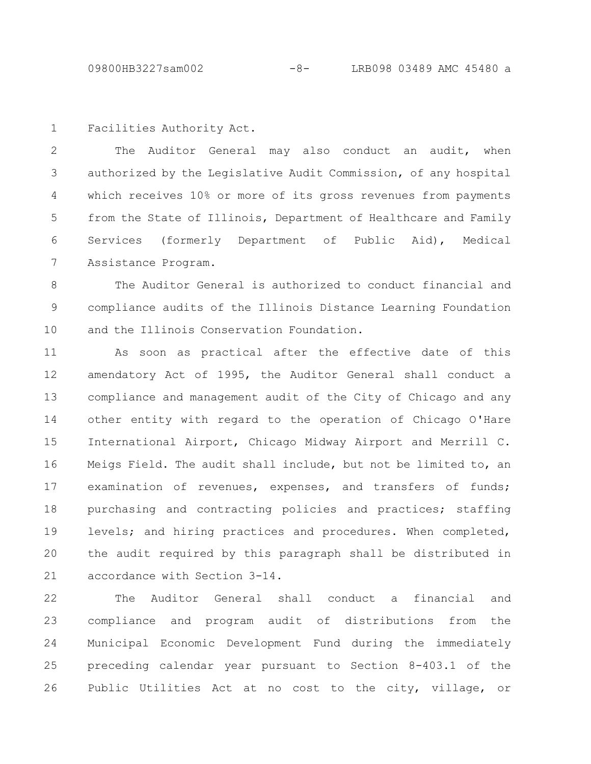Facilities Authority Act.

The Auditor General may also conduct an audit, when authorized by the Legislative Audit Commission, of any hospital which receives 10% or more of its gross revenues from payments from the State of Illinois, Department of Healthcare and Family Services (formerly Department of Public Aid), Medical Assistance Program.

The Auditor General is authorized to conduct financial and compliance audits of the Illinois Distance Learning Foundation and the Illinois Conservation Foundation.

As soon as practical after the effective date of this amendatory Act of 1995, the Auditor General shall conduct a compliance and management audit of the City of Chicago and any other entity with regard to the operation of Chicago O'Hare International Airport, Chicago Midway Airport and Merrill C. Meigs Field. The audit shall include, but not be limited to, an examination of revenues, expenses, and transfers of funds; purchasing and contracting policies and practices; staffing levels; and hiring practices and procedures. When completed, the audit required by this paragraph shall be distributed in accordance with Section 3-14.

The Auditor General shall conduct a financial and compliance and program audit of distributions from the Municipal Economic Development Fund during the immediately preceding calendar year pursuant to Section 8-403.1 of the Public Utilities Act at no cost to the city, village, or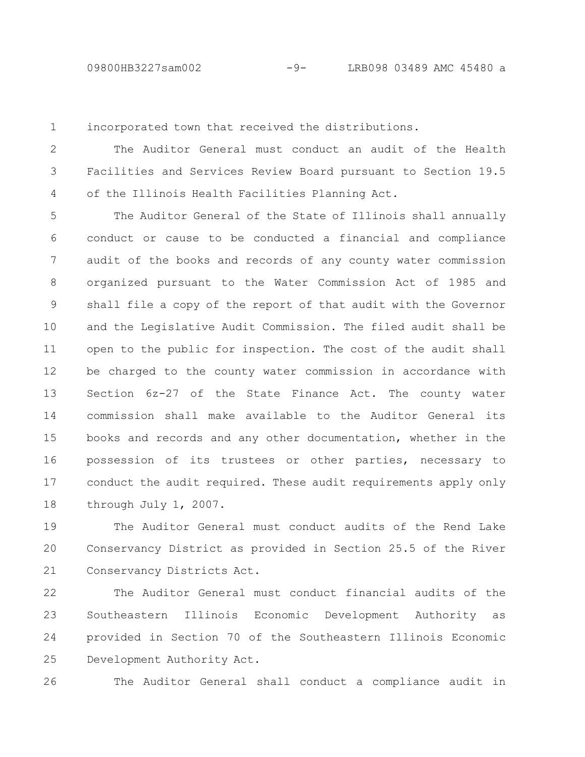incorporated town that received the distributions.

The Auditor General must conduct an audit of the Health Facilities and Services Review Board pursuant to Section 19.5 of the Illinois Health Facilities Planning Act.

The Auditor General of the State of Illinois shall annually conduct or cause to be conducted a financial and compliance audit of the books and records of any county water commission organized pursuant to the Water Commission Act of 1985 and shall file a copy of the report of that audit with the Governor and the Legislative Audit Commission. The filed audit shall be open to the public for inspection. The cost of the audit shall be charged to the county water commission in accordance with Section 6z-27 of the State Finance Act. The county water commission shall make available to the Auditor General its books and records and any other documentation, whether in the possession of its trustees or other parties, necessary to conduct the audit required. These audit requirements apply only through July 1, 2007.

The Auditor General must conduct audits of the Rend Lake Conservancy District as provided in Section 25.5 of the River Conservancy Districts Act.

The Auditor General must conduct financial audits of the Southeastern Illinois Economic Development Authority as provided in Section 70 of the Southeastern Illinois Economic Development Authority Act.

The Auditor General shall conduct a compliance audit in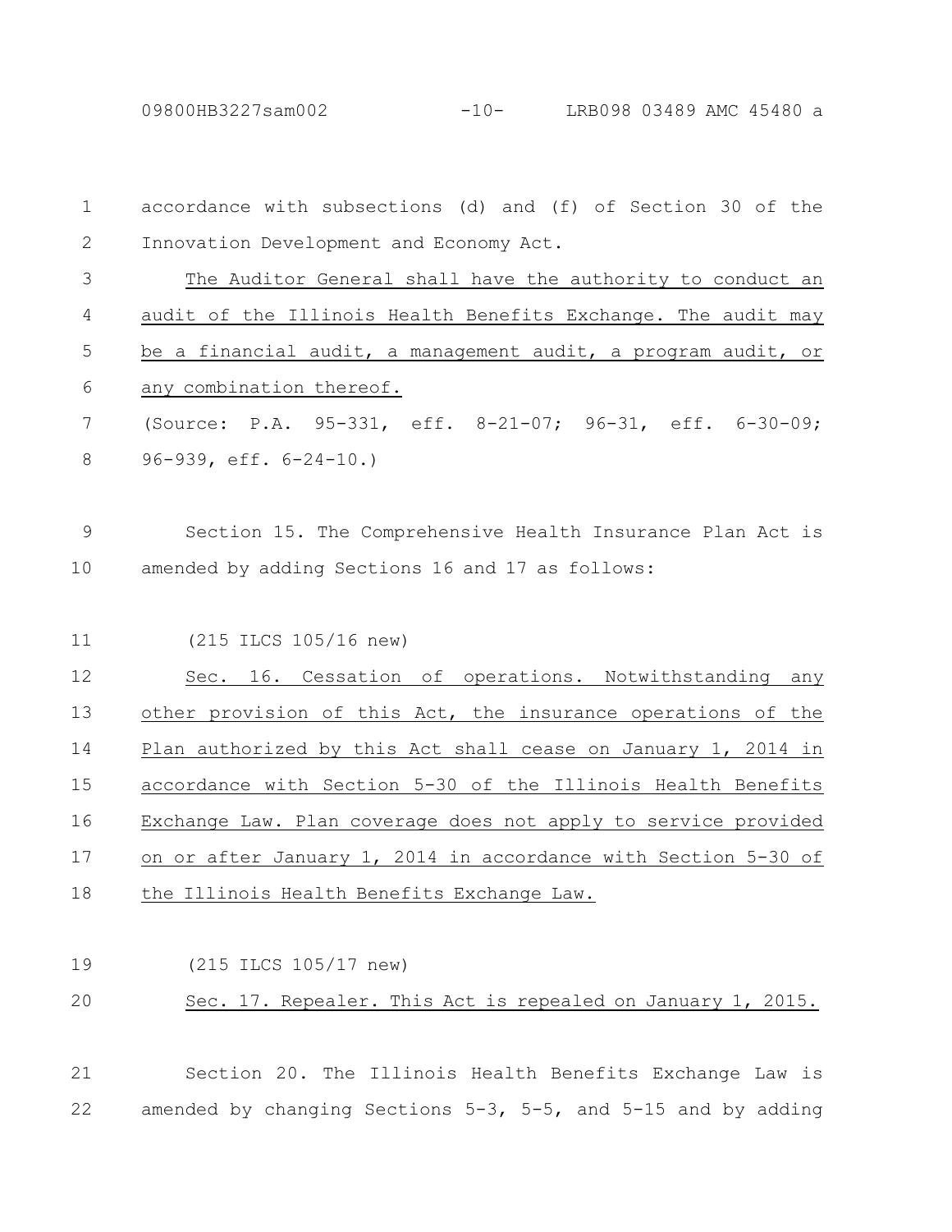accordance with subsections (d) and (f) of Section 30 of the Innovation Development and Economy Act.

The Auditor General shall have the authority to conduct an audit of the Illinois Health Benefits Exchange. The audit may be a financial audit, a management audit, a program audit, or any combination thereof.

(Source: P.A. 95-331, eff. 8-21-07; 96-31, eff. 6-30-09; 96-939, eff. 6-24-10.)

Section 15. The Comprehensive Health Insurance Plan Act is amended by adding Sections 16 and 17 as follows:

(215 ILCS 105/16 new)

Sec. 16. Cessation of operations. Notwithstanding any other provision of this Act, the insurance operations of the Plan authorized by this Act shall cease on January 1, 2014 in accordance with Section 5-30 of the Illinois Health Benefits Exchange Law. Plan coverage does not apply to service provided on or after January 1, 2014 in accordance with Section 5-30 of the Illinois Health Benefits Exchange Law.

(215 ILCS 105/17 new)

Sec. 17. Repealer. This Act is repealed on January 1, 2015.

Section 20. The Illinois Health Benefits Exchange Law is amended by changing Sections 5-3, 5-5, and 5-15 and by adding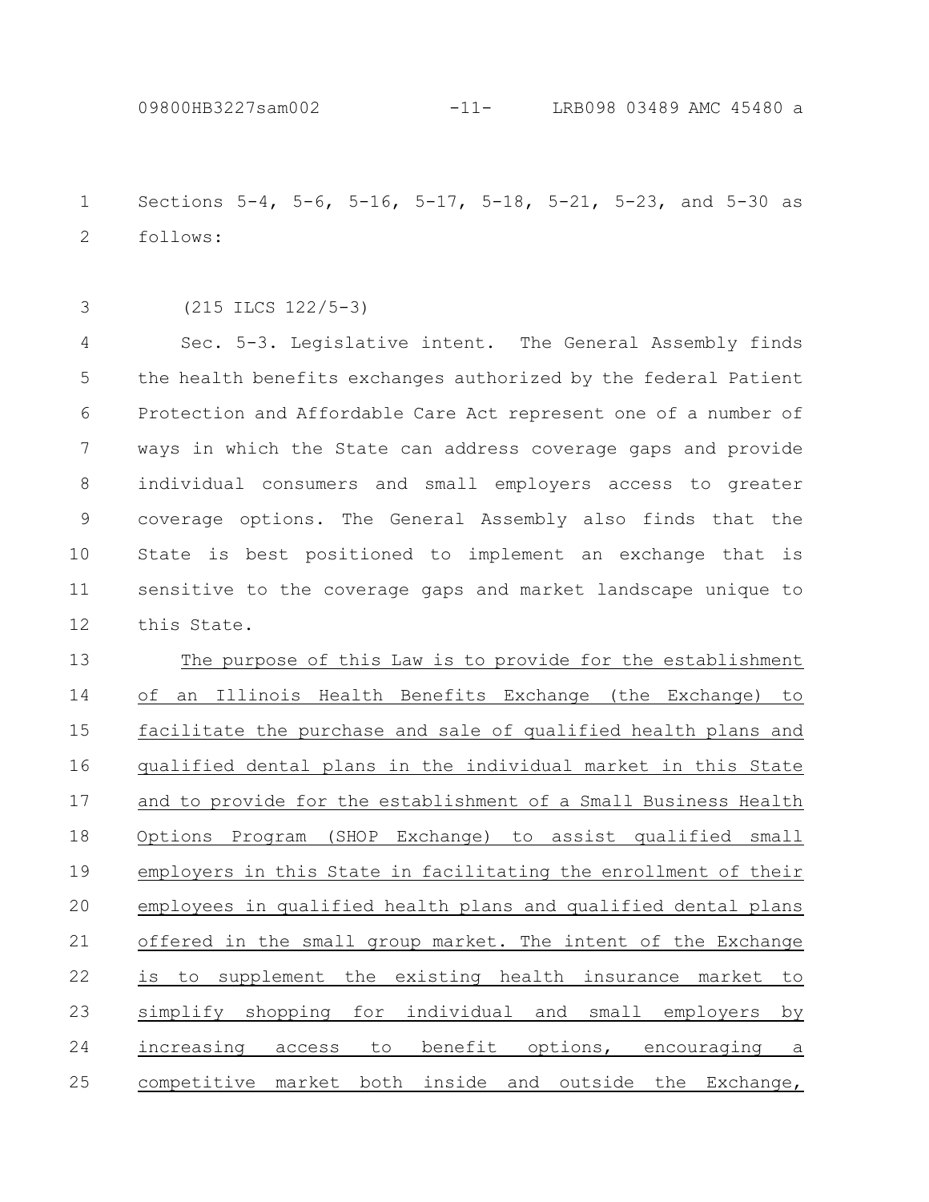Sections 5-4, 5-6, 5-16, 5-17, 5-18, 5-21, 5-23, and 5-30 as follows:

(215 ILCS 122/5-3)

Sec. 5-3. Legislative intent. The General Assembly finds the health benefits exchanges authorized by the federal Patient Protection and Affordable Care Act represent one of a number of ways in which the State can address coverage gaps and provide individual consumers and small employers access to greater coverage options. The General Assembly also finds that the State is best positioned to implement an exchange that is sensitive to the coverage gaps and market landscape unique to this State.

<u>The purpose of this Law is to provide for the establishment of an Illinois Health Benefits Exchange (the Exchange) to facilitate the purchase and sale of qualified health plans and qualified dental plans in the individual market in this State and to provide for the establishment of a Small Business Health Options Program (SHOP Exchange) to assist qualified small employers in this State in facilitating the enrollment of their employees in qualified health plans and qualified dental plans offered in the small group market. The intent of the Exchange is to supplement the existing health insurance market to simplify shopping for individual and small employers by increasing access to benefit options, encouraging a competitive market both inside and outside the Exchange,</u>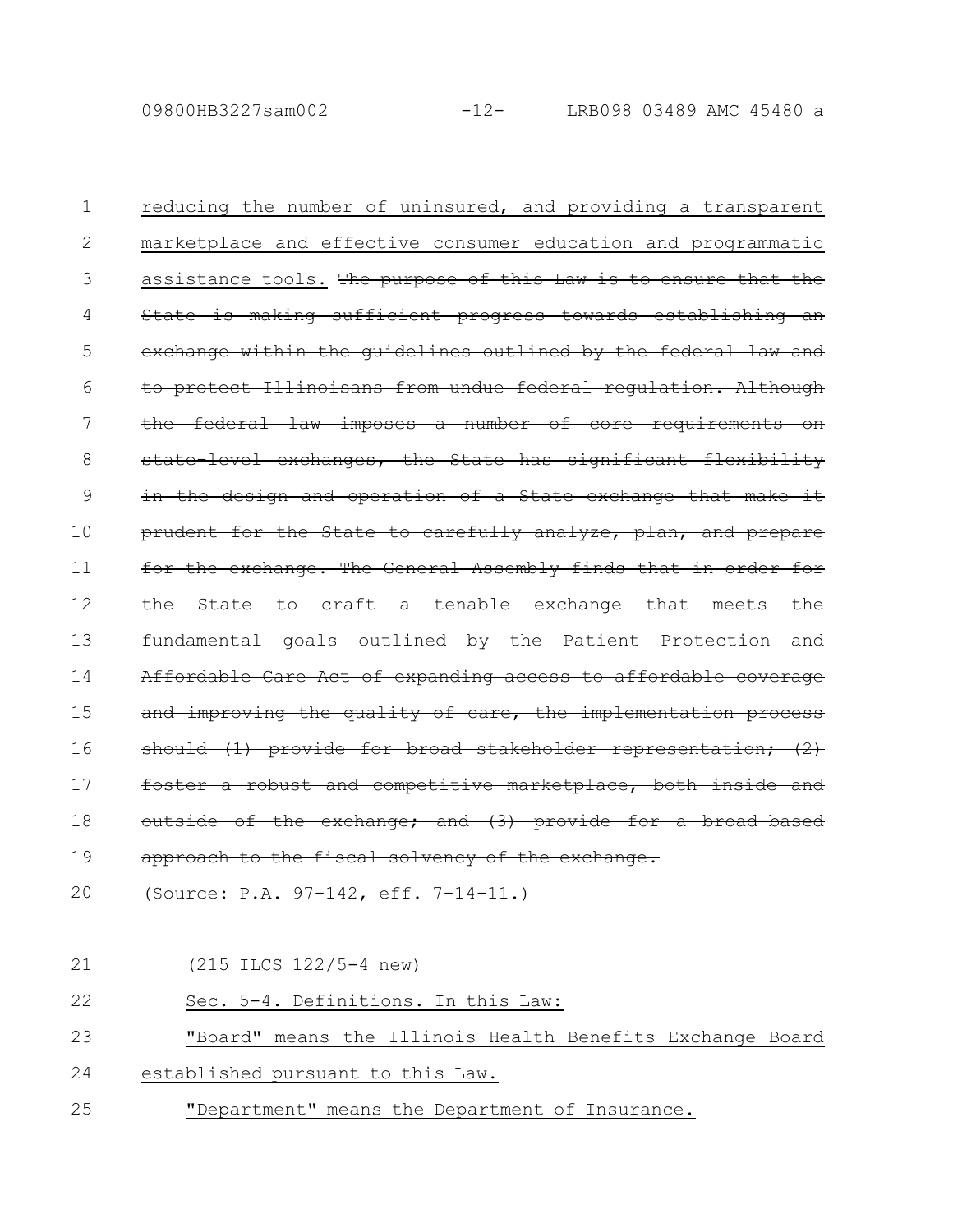reducing the number of uninsured, and providing a transparent marketplace and effective consumer education and programmatic assistance tools. ~~The purpose of this Law is to ensure that the State is making sufficient progress towards establishing an exchange within the guidelines outlined by the federal law and to protect Illinoisans from undue federal regulation. Although the federal law imposes a number of core requirements on state-level exchanges, the State has significant flexibility in the design and operation of a State exchange that make it prudent for the State to carefully analyze, plan, and prepare for the exchange. The General Assembly finds that in order for the State to craft a tenable exchange that meets the fundamental goals outlined by the Patient Protection and Affordable Care Act of expanding access to affordable coverage and improving the quality of care, the implementation process should (1) provide for broad stakeholder representation; (2) foster a robust and competitive marketplace, both inside and outside of the exchange; and (3) provide for a broad-based approach to the fiscal solvency of the exchange.~~

(Source: P.A. 97-142, eff. 7-14-11.)

(215 ILCS 122/5-4 new)

Sec. 5-4. Definitions. In this Law:

"Board" means the Illinois Health Benefits Exchange Board established pursuant to this Law.

"Department" means the Department of Insurance.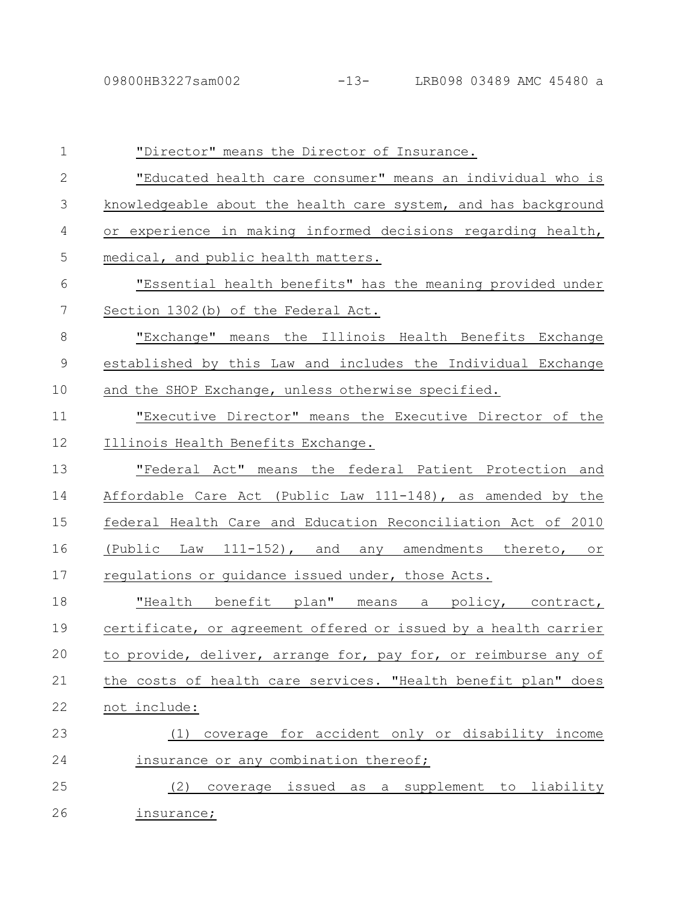"Director" means the Director of Insurance.

"Educated health care consumer" means an individual who is knowledgeable about the health care system, and has background or experience in making informed decisions regarding health, medical, and public health matters.

"Essential health benefits" has the meaning provided under Section 1302(b) of the Federal Act.

"Exchange" means the Illinois Health Benefits Exchange established by this Law and includes the Individual Exchange and the SHOP Exchange, unless otherwise specified.

"Executive Director" means the Executive Director of the Illinois Health Benefits Exchange.

"Federal Act" means the federal Patient Protection and Affordable Care Act (Public Law 111-148), as amended by the federal Health Care and Education Reconciliation Act of 2010 (Public Law 111-152), and any amendments thereto, or regulations or guidance issued under, those Acts.

"Health benefit plan" means a policy, contract, certificate, or agreement offered or issued by a health carrier to provide, deliver, arrange for, pay for, or reimburse any of the costs of health care services. "Health benefit plan" does not include:

(1) coverage for accident only or disability income insurance or any combination thereof;

(2) coverage issued as a supplement to liability insurance;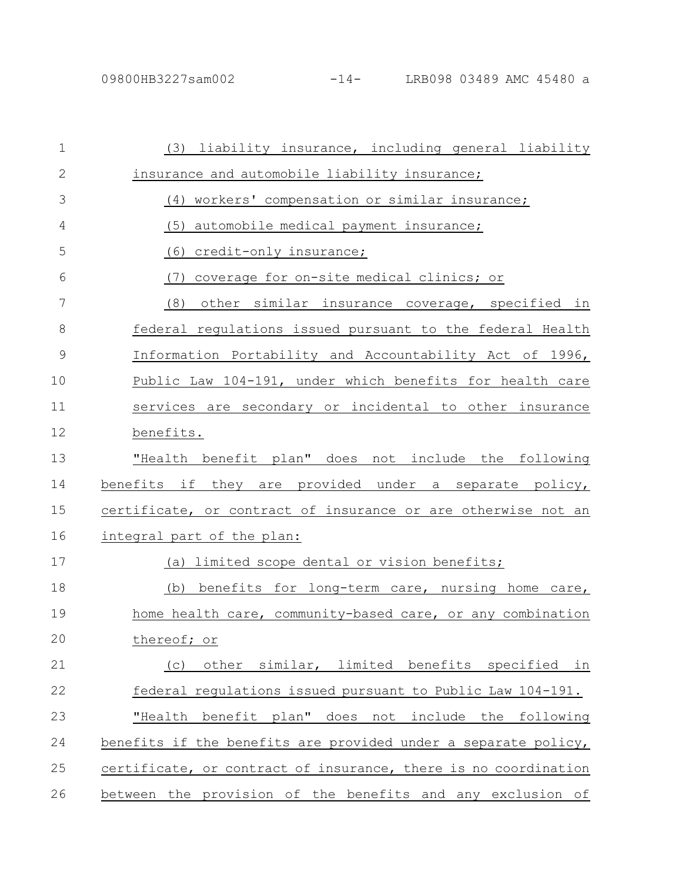(3) liability insurance, including general liability insurance and automobile liability insurance;

(4) workers' compensation or similar insurance;

(5) automobile medical payment insurance;

(6) credit-only insurance;

(7) coverage for on-site medical clinics; or

(8) other similar insurance coverage, specified in federal regulations issued pursuant to the federal Health Information Portability and Accountability Act of 1996, Public Law 104-191, under which benefits for health care services are secondary or incidental to other insurance benefits.

"Health benefit plan" does not include the following benefits if they are provided under a separate policy, certificate, or contract of insurance or are otherwise not an integral part of the plan:

(a) limited scope dental or vision benefits;

(b) benefits for long-term care, nursing home care, home health care, community-based care, or any combination thereof; or

(c) other similar, limited benefits specified in federal regulations issued pursuant to Public Law 104-191.

"Health benefit plan" does not include the following benefits if the benefits are provided under a separate policy, certificate, or contract of insurance, there is no coordination between the provision of the benefits and any exclusion of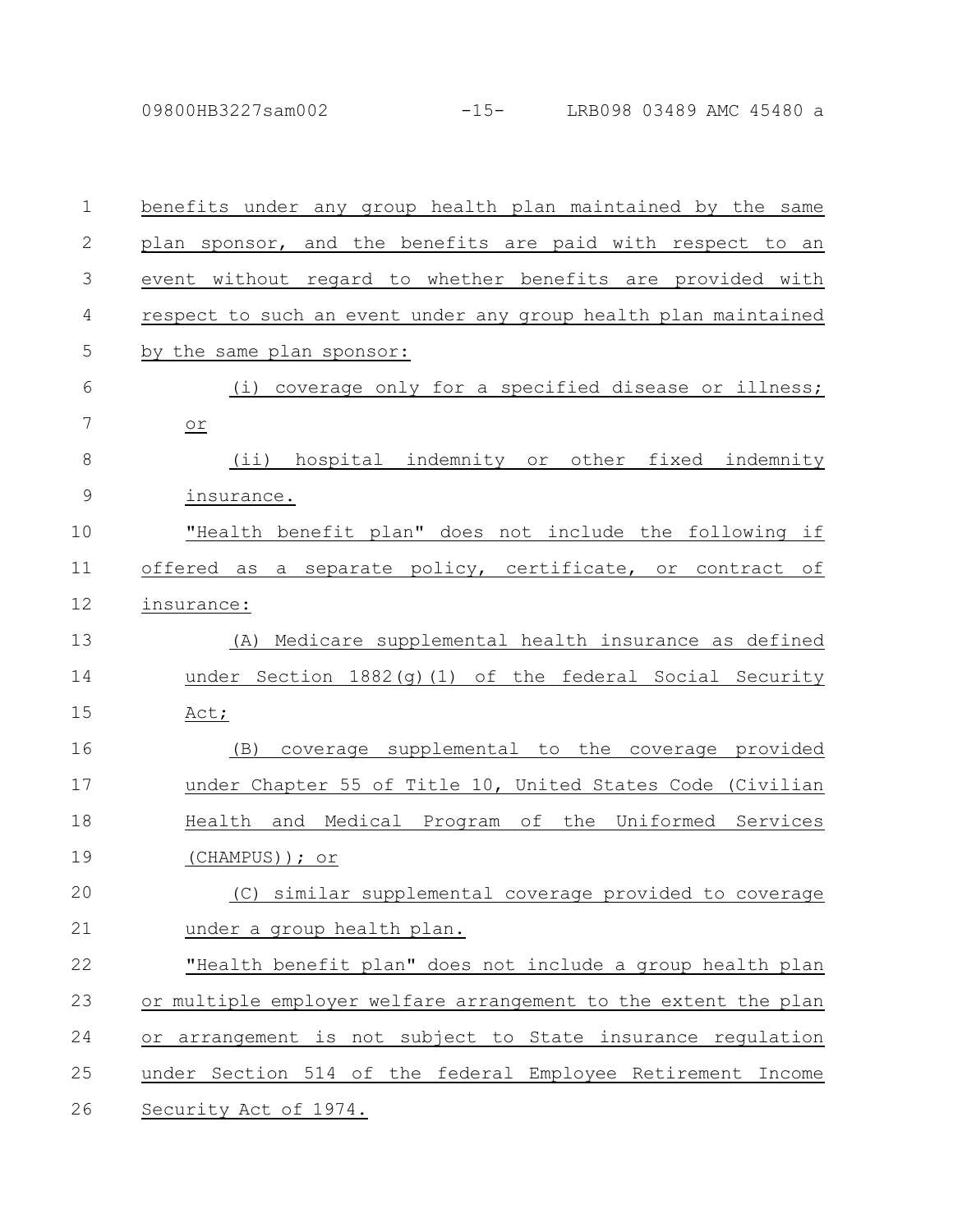benefits under any group health plan maintained by the same plan sponsor, and the benefits are paid with respect to an event without regard to whether benefits are provided with respect to such an event under any group health plan maintained by the same plan sponsor:

(i) coverage only for a specified disease or illness; or

(ii) hospital indemnity or other fixed indemnity insurance.

"Health benefit plan" does not include the following if offered as a separate policy, certificate, or contract of insurance:

(A) Medicare supplemental health insurance as defined under Section 1882(g)(1) of the federal Social Security Act;

(B) coverage supplemental to the coverage provided under Chapter 55 of Title 10, United States Code (Civilian Health and Medical Program of the Uniformed Services (CHAMPUS)); or

(C) similar supplemental coverage provided to coverage under a group health plan.

"Health benefit plan" does not include a group health plan or multiple employer welfare arrangement to the extent the plan or arrangement is not subject to State insurance regulation under Section 514 of the federal Employee Retirement Income Security Act of 1974.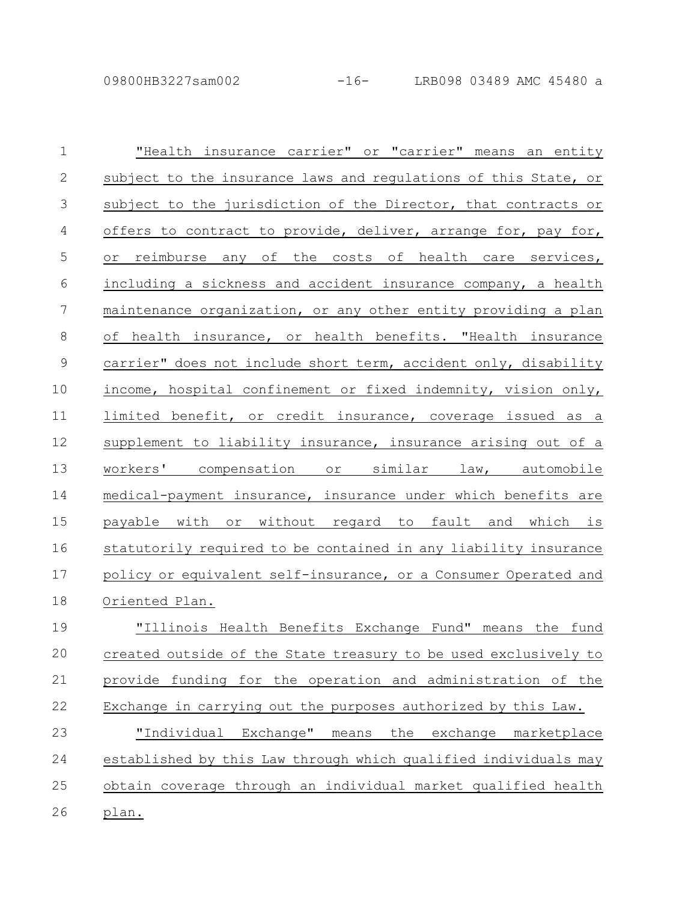"Health insurance carrier" or "carrier" means an entity subject to the insurance laws and regulations of this State, or subject to the jurisdiction of the Director, that contracts or offers to contract to provide, deliver, arrange for, pay for, or reimburse any of the costs of health care services, including a sickness and accident insurance company, a health maintenance organization, or any other entity providing a plan of health insurance, or health benefits. "Health insurance carrier" does not include short term, accident only, disability income, hospital confinement or fixed indemnity, vision only, limited benefit, or credit insurance, coverage issued as a supplement to liability insurance, insurance arising out of a workers' compensation or similar law, automobile medical-payment insurance, insurance under which benefits are payable with or without regard to fault and which is statutorily required to be contained in any liability insurance policy or equivalent self-insurance, or a Consumer Operated and Oriented Plan.

"Illinois Health Benefits Exchange Fund" means the fund created outside of the State treasury to be used exclusively to provide funding for the operation and administration of the Exchange in carrying out the purposes authorized by this Law.

"Individual Exchange" means the exchange marketplace established by this Law through which qualified individuals may obtain coverage through an individual market qualified health plan.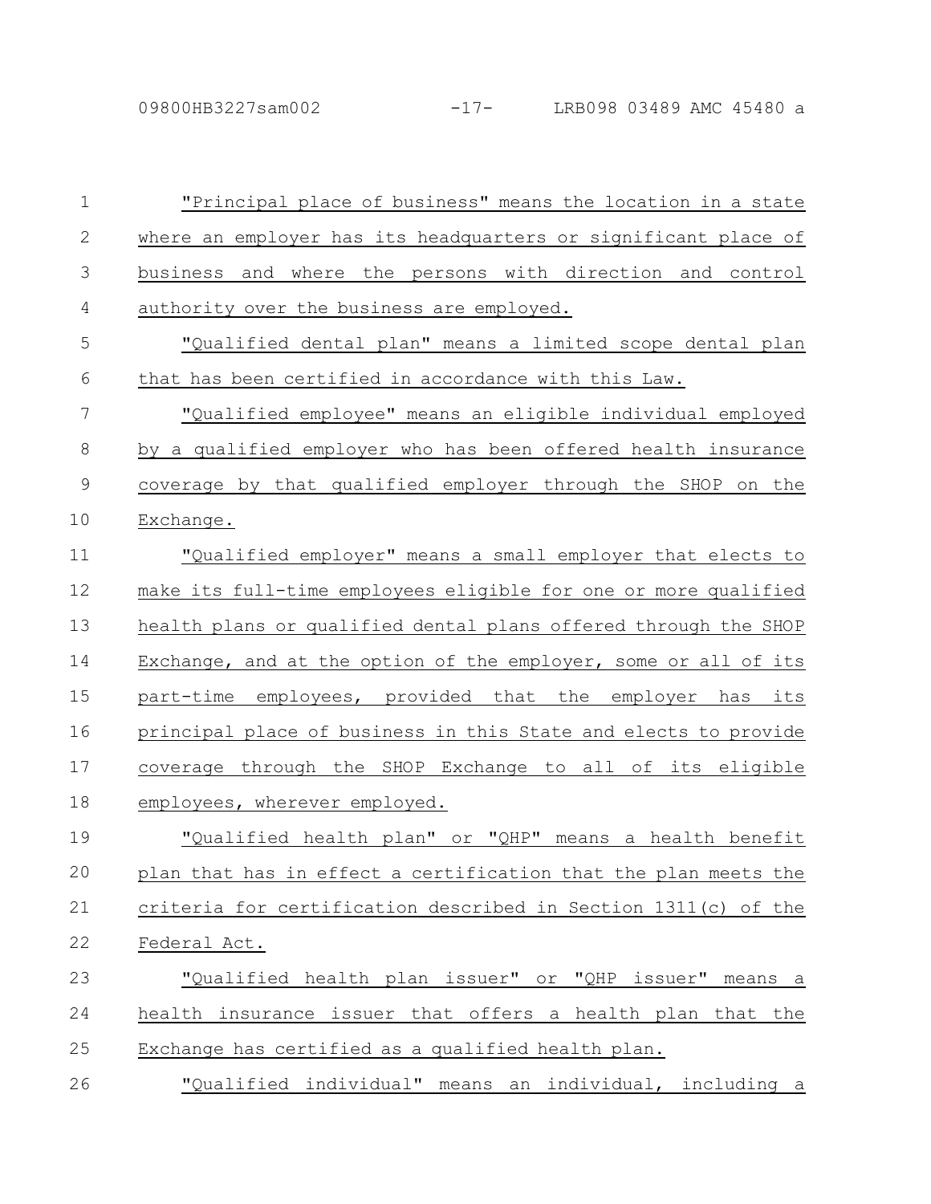"Principal place of business" means the location in a state where an employer has its headquarters or significant place of business and where the persons with direction and control authority over the business are employed.

"Qualified dental plan" means a limited scope dental plan that has been certified in accordance with this Law.

"Qualified employee" means an eligible individual employed by a qualified employer who has been offered health insurance coverage by that qualified employer through the SHOP on the Exchange.

"Qualified employer" means a small employer that elects to make its full-time employees eligible for one or more qualified health plans or qualified dental plans offered through the SHOP Exchange, and at the option of the employer, some or all of its part-time employees, provided that the employer has its principal place of business in this State and elects to provide coverage through the SHOP Exchange to all of its eligible employees, wherever employed.

"Qualified health plan" or "QHP" means a health benefit plan that has in effect a certification that the plan meets the criteria for certification described in Section 1311(c) of the Federal Act.

"Qualified health plan issuer" or "QHP issuer" means a health insurance issuer that offers a health plan that the Exchange has certified as a qualified health plan.

"Qualified individual" means an individual, including a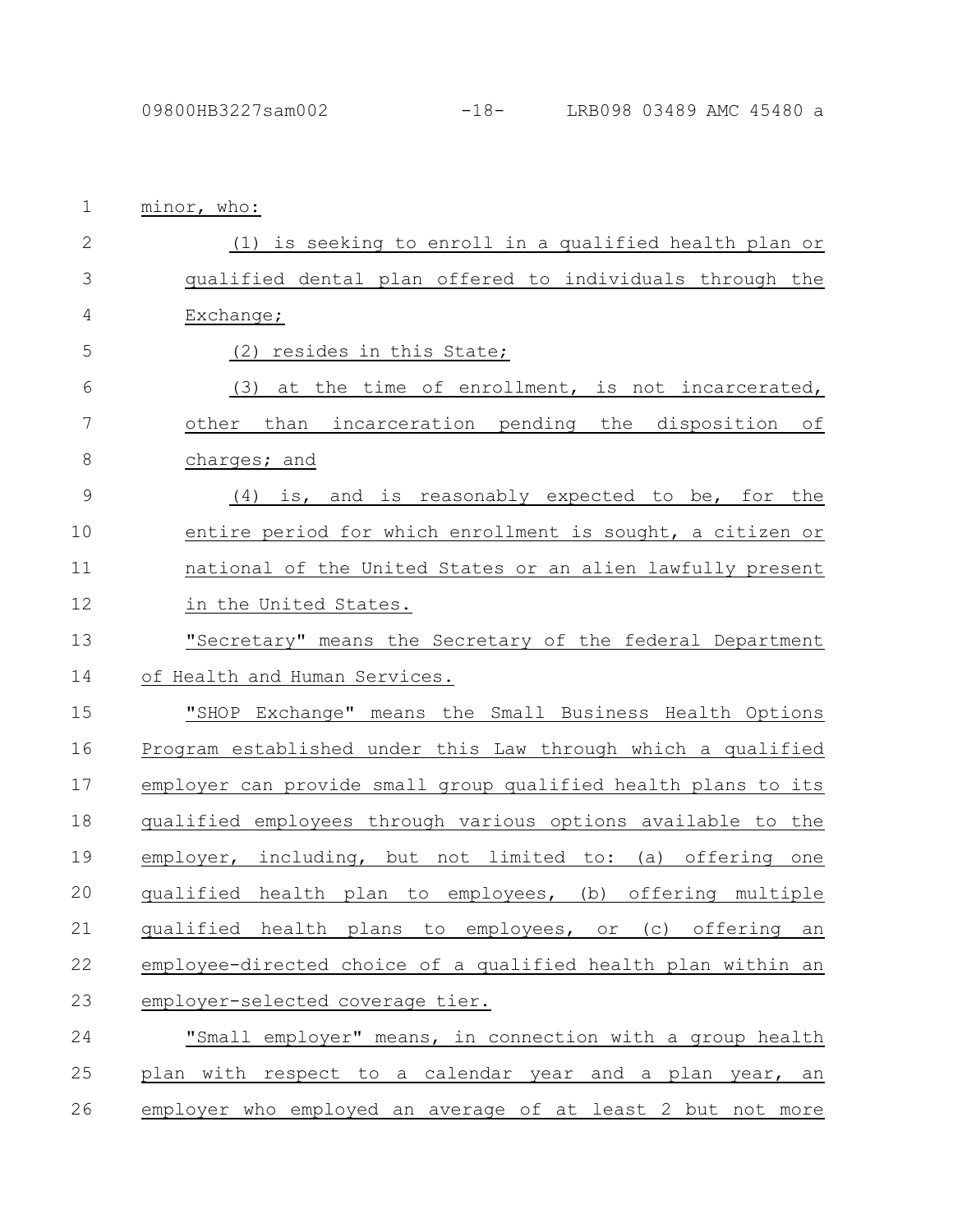minor, who:

(1) is seeking to enroll in a qualified health plan or qualified dental plan offered to individuals through the Exchange;

(2) resides in this State;

(3) at the time of enrollment, is not incarcerated, other than incarceration pending the disposition of charges; and

(4) is, and is reasonably expected to be, for the entire period for which enrollment is sought, a citizen or national of the United States or an alien lawfully present in the United States.

"Secretary" means the Secretary of the federal Department of Health and Human Services.

"SHOP Exchange" means the Small Business Health Options Program established under this Law through which a qualified employer can provide small group qualified health plans to its qualified employees through various options available to the employer, including, but not limited to: (a) offering one qualified health plan to employees, (b) offering multiple qualified health plans to employees, or (c) offering an employee-directed choice of a qualified health plan within an employer-selected coverage tier.

"Small employer" means, in connection with a group health plan with respect to a calendar year and a plan year, an employer who employed an average of at least 2 but not more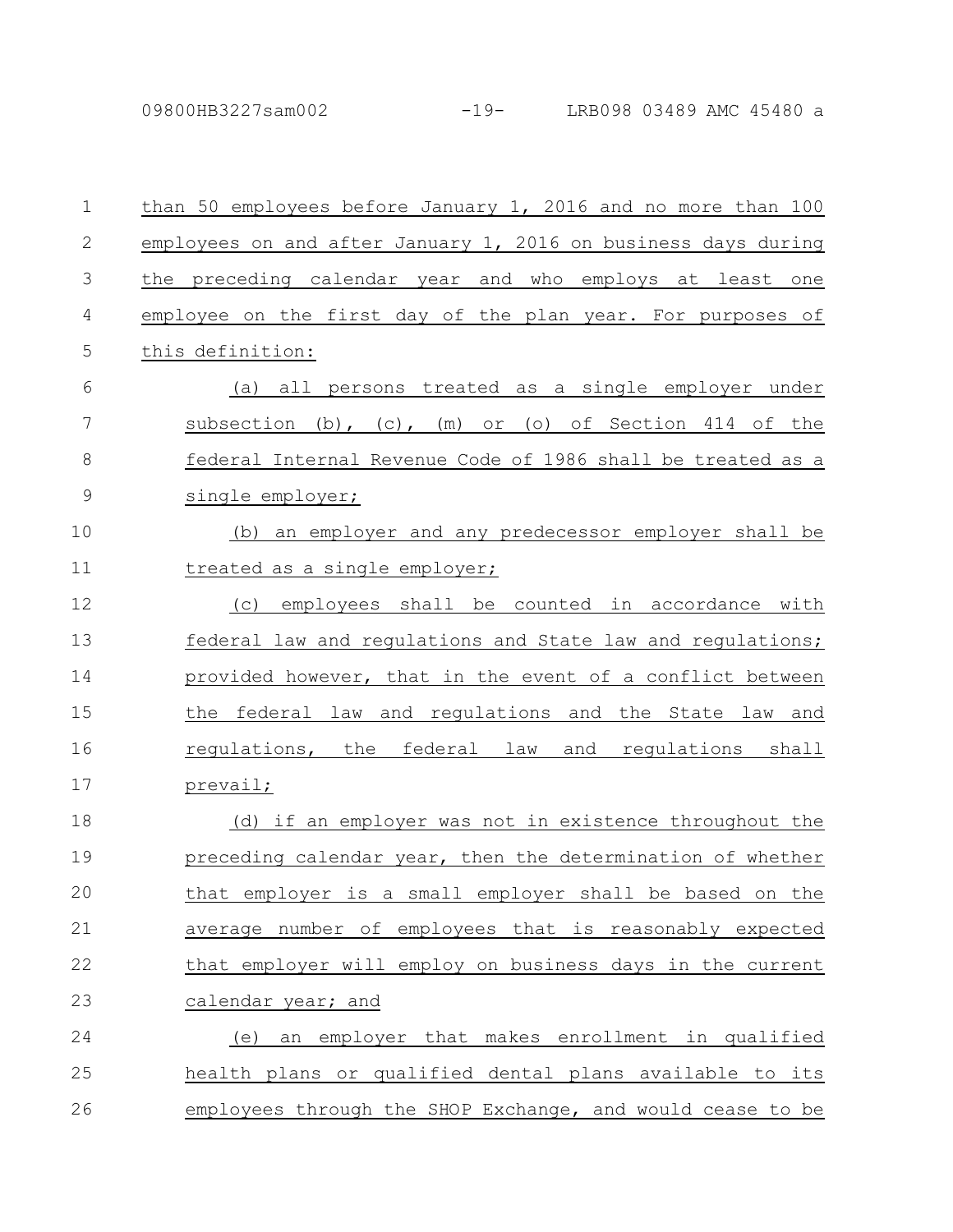than 50 employees before January 1, 2016 and no more than 100 employees on and after January 1, 2016 on business days during the preceding calendar year and who employs at least one employee on the first day of the plan year. For purposes of this definition:

(a) all persons treated as a single employer under subsection (b), (c), (m) or (o) of Section 414 of the federal Internal Revenue Code of 1986 shall be treated as a single employer;

(b) an employer and any predecessor employer shall be treated as a single employer;

(c) employees shall be counted in accordance with federal law and regulations and State law and regulations; provided however, that in the event of a conflict between the federal law and regulations and the State law and regulations, the federal law and regulations shall prevail;

(d) if an employer was not in existence throughout the preceding calendar year, then the determination of whether that employer is a small employer shall be based on the average number of employees that is reasonably expected that employer will employ on business days in the current calendar year; and

(e) an employer that makes enrollment in qualified health plans or qualified dental plans available to its employees through the SHOP Exchange, and would cease to be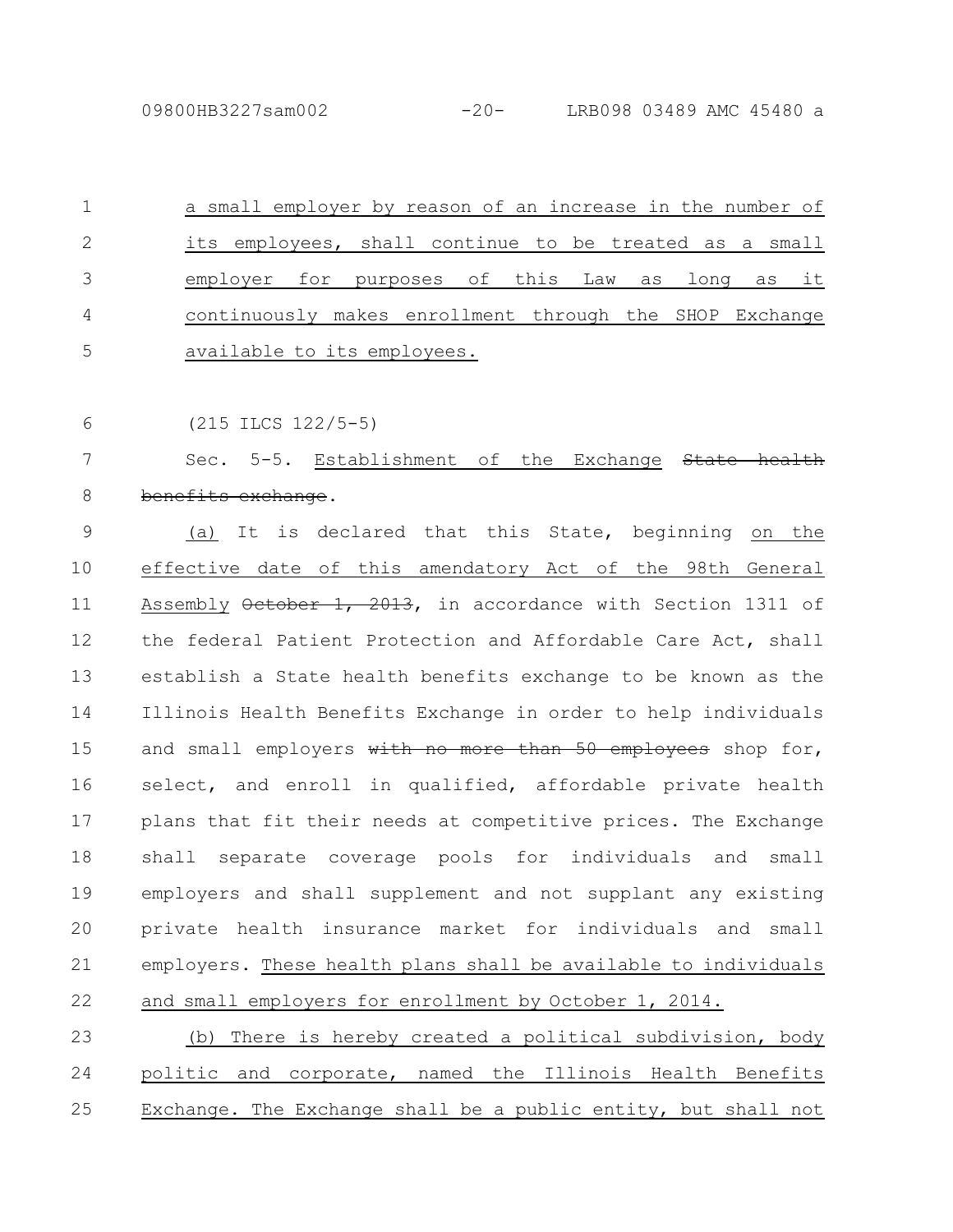a small employer by reason of an increase in the number of its employees, shall continue to be treated as a small employer for purposes of this Law as long as it continuously makes enrollment through the SHOP Exchange available to its employees.

(215 ILCS 122/5-5)

Sec. 5-5. Establishment of the Exchange ~~State health benefits exchange~~.

(a) It is declared that this State, beginning on the effective date of this amendatory Act of the 98th General Assembly ~~October 1, 2013~~, in accordance with Section 1311 of the federal Patient Protection and Affordable Care Act, shall establish a State health benefits exchange to be known as the Illinois Health Benefits Exchange in order to help individuals and small employers ~~with no more than 50 employees~~ shop for, select, and enroll in qualified, affordable private health plans that fit their needs at competitive prices. The Exchange shall separate coverage pools for individuals and small employers and shall supplement and not supplant any existing private health insurance market for individuals and small employers. These health plans shall be available to individuals and small employers for enrollment by October 1, 2014.

(b) There is hereby created a political subdivision, body politic and corporate, named the Illinois Health Benefits Exchange. The Exchange shall be a public entity, but shall not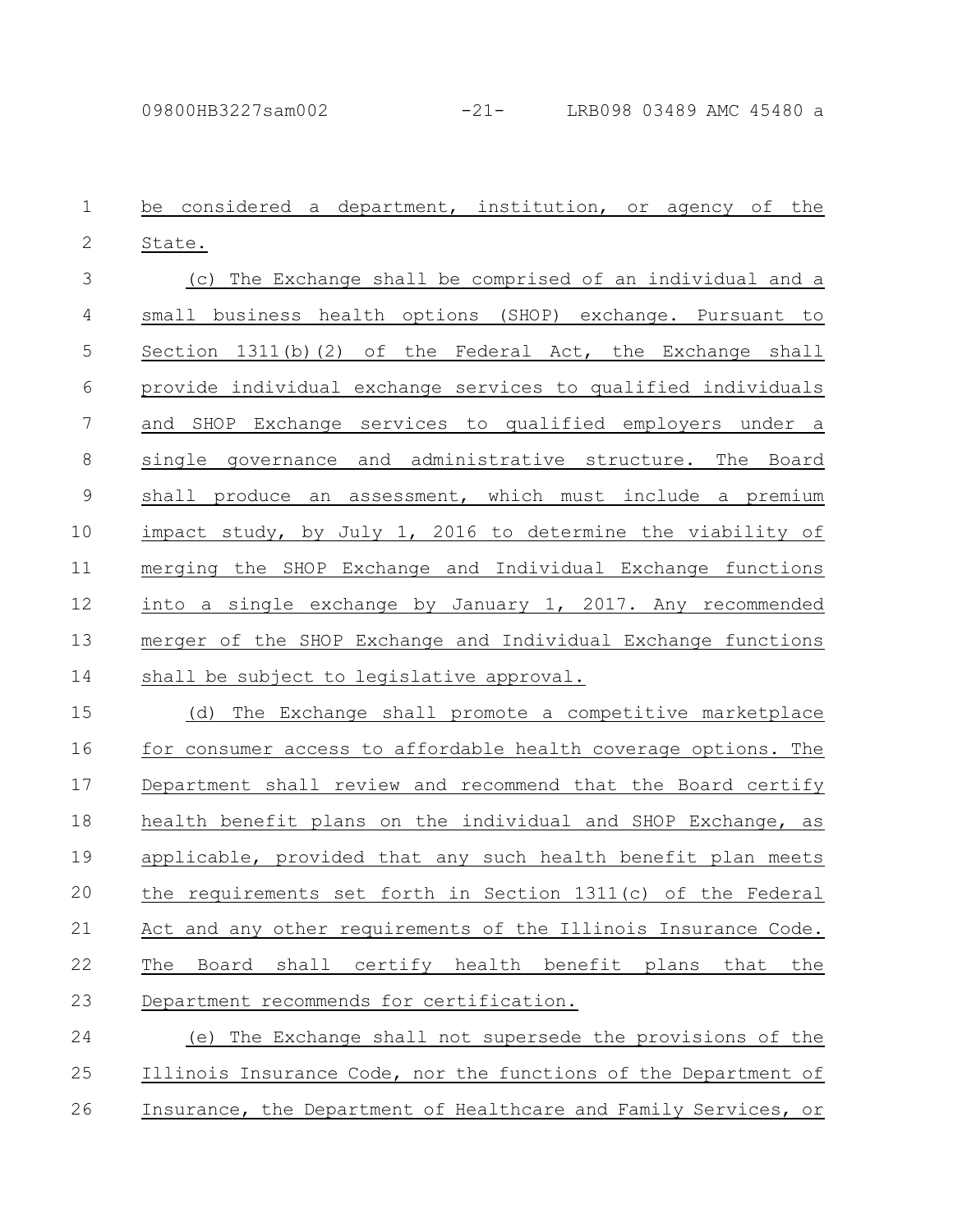be considered a department, institution, or agency of the State.

(c) The Exchange shall be comprised of an individual and a small business health options (SHOP) exchange. Pursuant to Section 1311(b)(2) of the Federal Act, the Exchange shall provide individual exchange services to qualified individuals and SHOP Exchange services to qualified employers under a single governance and administrative structure. The Board shall produce an assessment, which must include a premium impact study, by July 1, 2016 to determine the viability of merging the SHOP Exchange and Individual Exchange functions into a single exchange by January 1, 2017. Any recommended merger of the SHOP Exchange and Individual Exchange functions shall be subject to legislative approval.

(d) The Exchange shall promote a competitive marketplace for consumer access to affordable health coverage options. The Department shall review and recommend that the Board certify health benefit plans on the individual and SHOP Exchange, as applicable, provided that any such health benefit plan meets the requirements set forth in Section 1311(c) of the Federal Act and any other requirements of the Illinois Insurance Code. The Board shall certify health benefit plans that the Department recommends for certification.

(e) The Exchange shall not supersede the provisions of the Illinois Insurance Code, nor the functions of the Department of Insurance, the Department of Healthcare and Family Services, or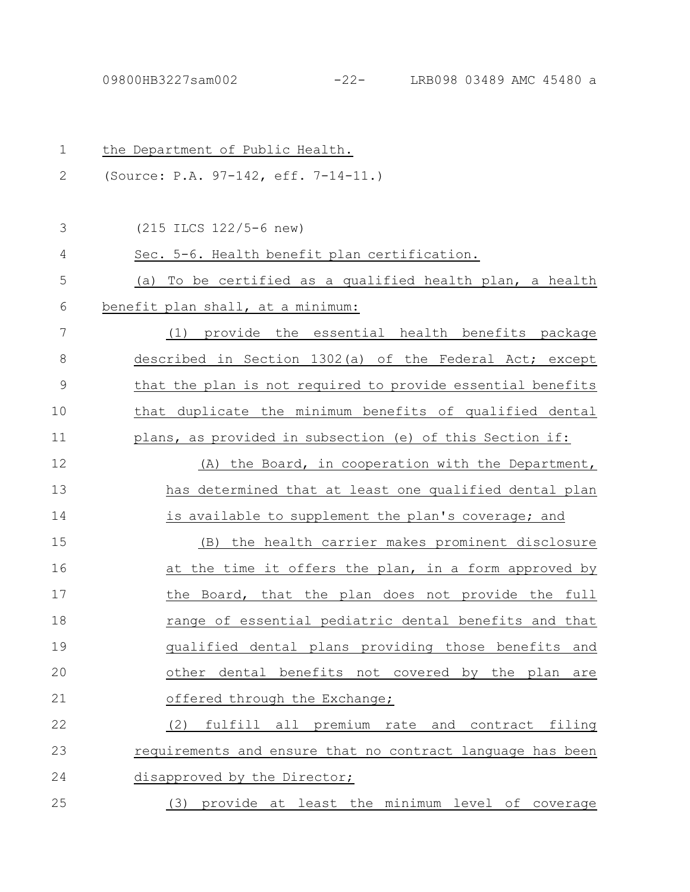the Department of Public Health.

(Source: P.A. 97-142, eff. 7-14-11.)

(215 ILCS 122/5-6 new)

Sec. 5-6. Health benefit plan certification.

(a) To be certified as a qualified health plan, a health benefit plan shall, at a minimum:

(1) provide the essential health benefits package described in Section 1302(a) of the Federal Act; except that the plan is not required to provide essential benefits that duplicate the minimum benefits of qualified dental plans, as provided in subsection (e) of this Section if:

(A) the Board, in cooperation with the Department, has determined that at least one qualified dental plan is available to supplement the plan's coverage; and

(B) the health carrier makes prominent disclosure at the time it offers the plan, in a form approved by the Board, that the plan does not provide the full range of essential pediatric dental benefits and that qualified dental plans providing those benefits and other dental benefits not covered by the plan are offered through the Exchange;

(2) fulfill all premium rate and contract filing requirements and ensure that no contract language has been disapproved by the Director;

(3) provide at least the minimum level of coverage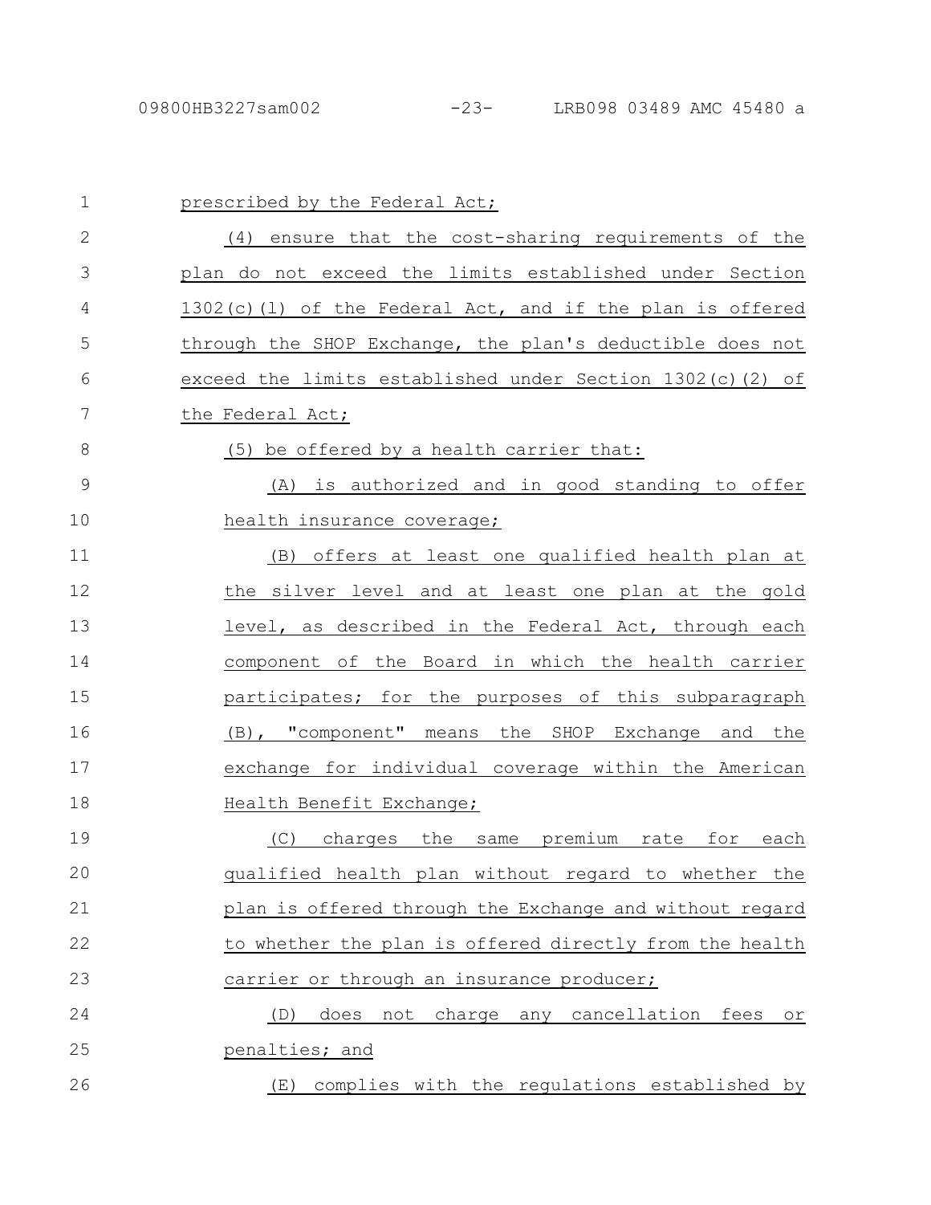prescribed by the Federal Act;

(4) ensure that the cost-sharing requirements of the plan do not exceed the limits established under Section 1302(c)(1) of the Federal Act, and if the plan is offered through the SHOP Exchange, the plan's deductible does not exceed the limits established under Section 1302(c)(2) of the Federal Act;

(5) be offered by a health carrier that:

(A) is authorized and in good standing to offer health insurance coverage;

(B) offers at least one qualified health plan at the silver level and at least one plan at the gold level, as described in the Federal Act, through each component of the Board in which the health carrier participates; for the purposes of this subparagraph (B), "component" means the SHOP Exchange and the exchange for individual coverage within the American Health Benefit Exchange;

(C) charges the same premium rate for each qualified health plan without regard to whether the plan is offered through the Exchange and without regard to whether the plan is offered directly from the health carrier or through an insurance producer;

(D) does not charge any cancellation fees or penalties; and

(E) complies with the regulations established by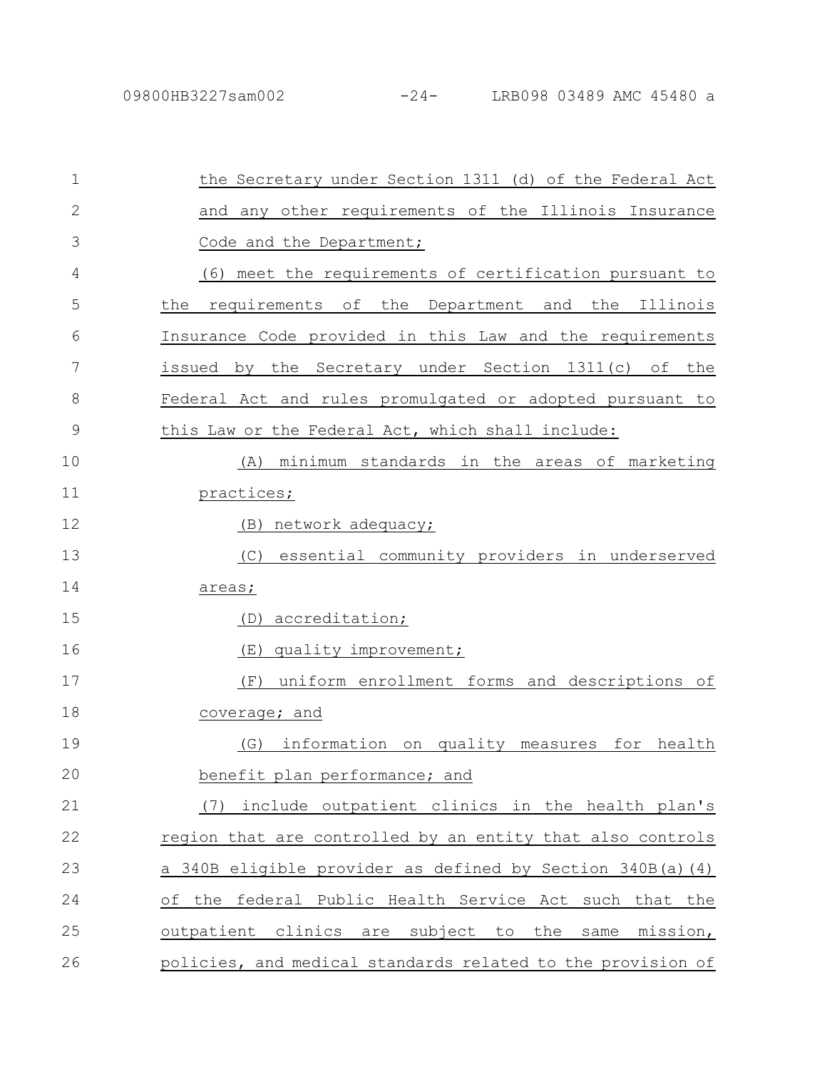the Secretary under Section 1311 (d) of the Federal Act and any other requirements of the Illinois Insurance Code and the Department;

(6) meet the requirements of certification pursuant to the requirements of the Department and the Illinois Insurance Code provided in this Law and the requirements issued by the Secretary under Section 1311(c) of the Federal Act and rules promulgated or adopted pursuant to this Law or the Federal Act, which shall include:

(A) minimum standards in the areas of marketing practices;

(B) network adequacy;

(C) essential community providers in underserved areas;

(D) accreditation;

(E) quality improvement;

(F) uniform enrollment forms and descriptions of coverage; and

(G) information on quality measures for health benefit plan performance; and

(7) include outpatient clinics in the health plan's region that are controlled by an entity that also controls a 340B eligible provider as defined by Section 340B(a)(4) of the federal Public Health Service Act such that the outpatient clinics are subject to the same mission, policies, and medical standards related to the provision of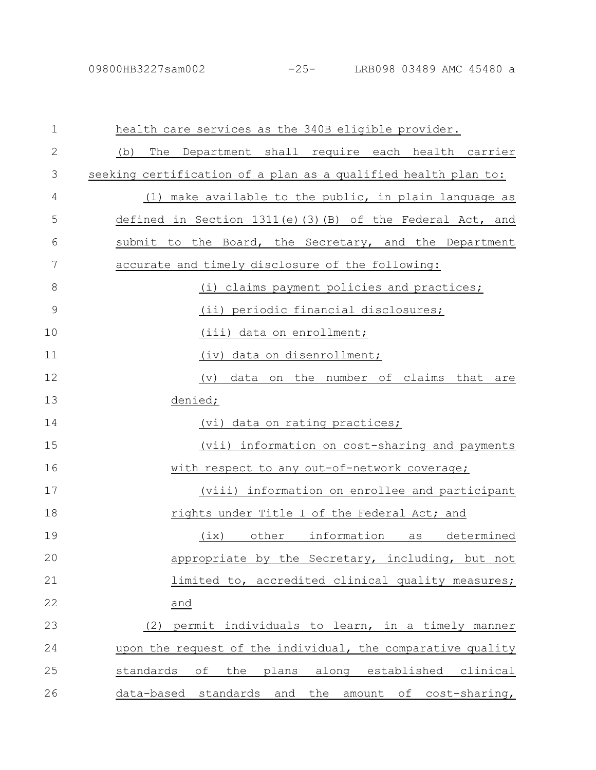health care services as the 340B eligible provider.

(b) The Department shall require each health carrier seeking certification of a plan as a qualified health plan to:

(1) make available to the public, in plain language as defined in Section 1311(e)(3)(B) of the Federal Act, and submit to the Board, the Secretary, and the Department accurate and timely disclosure of the following:

(i) claims payment policies and practices;

(ii) periodic financial disclosures;

(iii) data on enrollment;

(iv) data on disenrollment;

(v) data on the number of claims that are denied;

(vi) data on rating practices;

(vii) information on cost-sharing and payments with respect to any out-of-network coverage;

(viii) information on enrollee and participant rights under Title I of the Federal Act; and

(ix) other information as determined appropriate by the Secretary, including, but not limited to, accredited clinical quality measures; and

(2) permit individuals to learn, in a timely manner upon the request of the individual, the comparative quality standards of the plans along established clinical data-based standards and the amount of cost-sharing,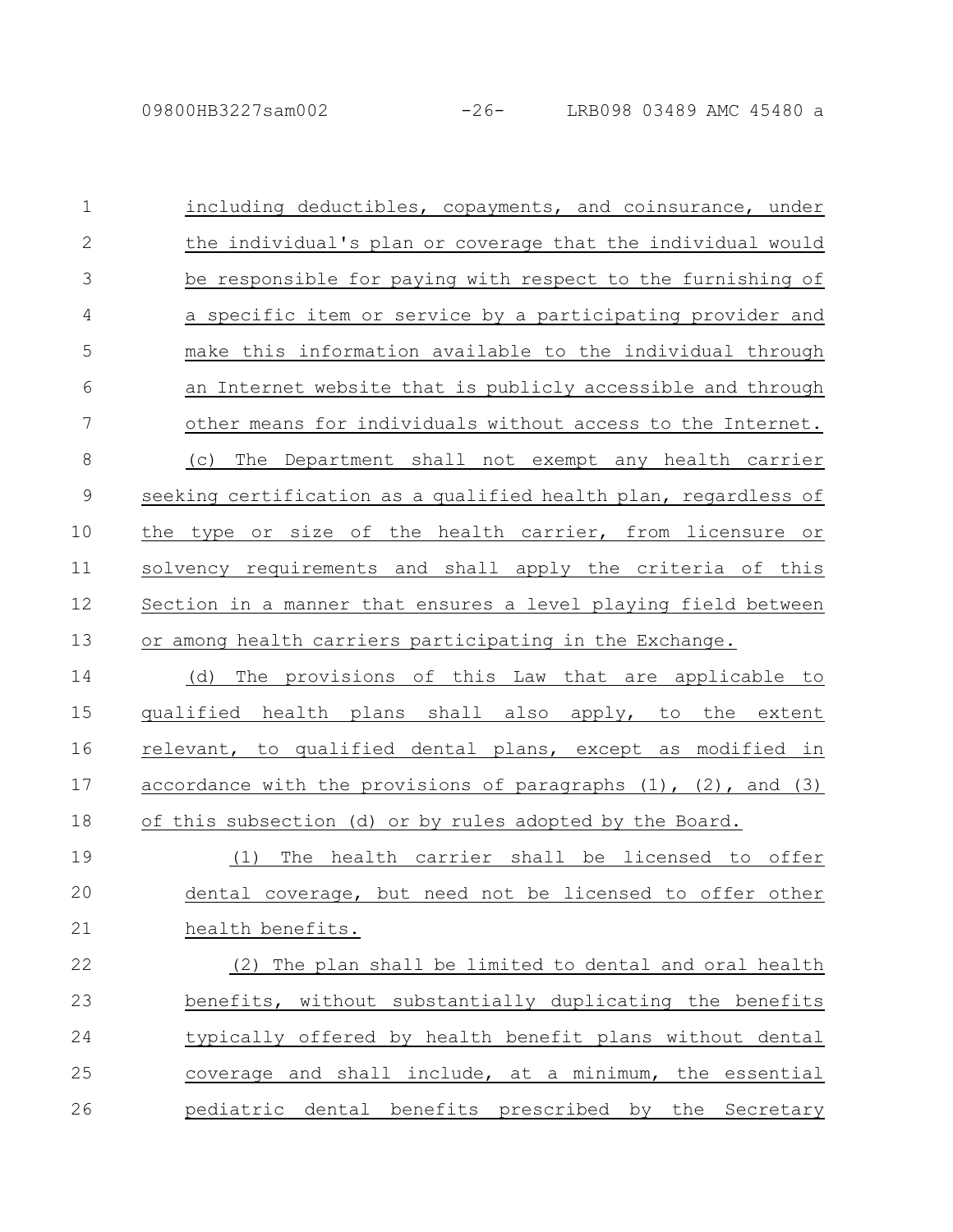including deductibles, copayments, and coinsurance, under the individual's plan or coverage that the individual would be responsible for paying with respect to the furnishing of a specific item or service by a participating provider and make this information available to the individual through an Internet website that is publicly accessible and through other means for individuals without access to the Internet.

(c) The Department shall not exempt any health carrier seeking certification as a qualified health plan, regardless of the type or size of the health carrier, from licensure or solvency requirements and shall apply the criteria of this Section in a manner that ensures a level playing field between or among health carriers participating in the Exchange.

(d) The provisions of this Law that are applicable to qualified health plans shall also apply, to the extent relevant, to qualified dental plans, except as modified in accordance with the provisions of paragraphs (1), (2), and (3) of this subsection (d) or by rules adopted by the Board.

(1) The health carrier shall be licensed to offer dental coverage, but need not be licensed to offer other health benefits.

(2) The plan shall be limited to dental and oral health benefits, without substantially duplicating the benefits typically offered by health benefit plans without dental coverage and shall include, at a minimum, the essential pediatric dental benefits prescribed by the Secretary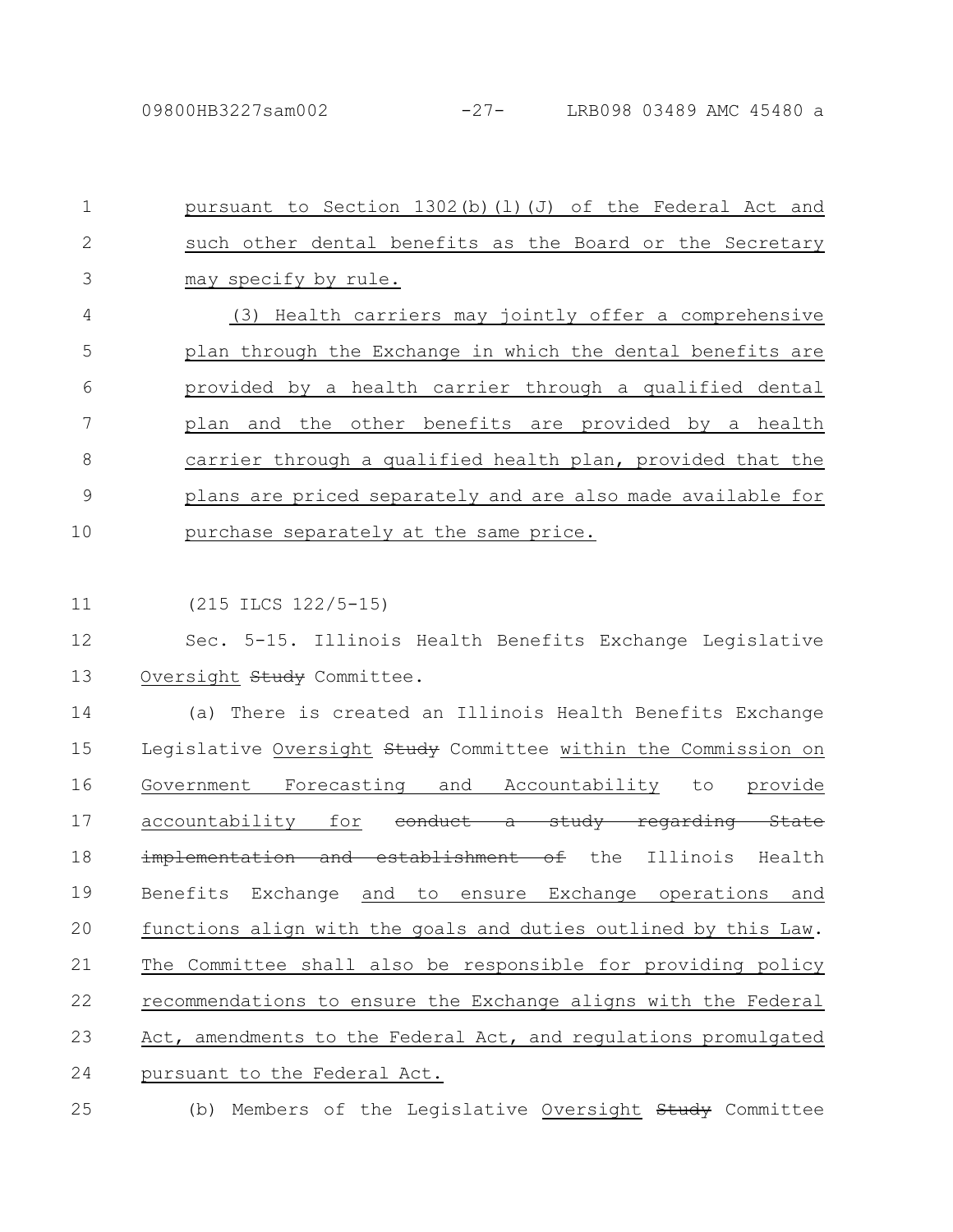pursuant to Section 1302(b)(l)(J) of the Federal Act and such other dental benefits as the Board or the Secretary may specify by rule.

(3) Health carriers may jointly offer a comprehensive plan through the Exchange in which the dental benefits are provided by a health carrier through a qualified dental plan and the other benefits are provided by a health carrier through a qualified health plan, provided that the plans are priced separately and are also made available for purchase separately at the same price.

(215 ILCS 122/5-15)

Sec. 5-15. Illinois Health Benefits Exchange Legislative Oversight ~~Study~~ Committee.

(a) There is created an Illinois Health Benefits Exchange Legislative Oversight ~~Study~~ Committee within the Commission on Government Forecasting and Accountability to provide accountability for ~~conduct a study regarding State implementation and establishment of~~ the Illinois Health Benefits Exchange and to ensure Exchange operations and functions align with the goals and duties outlined by this Law. The Committee shall also be responsible for providing policy recommendations to ensure the Exchange aligns with the Federal Act, amendments to the Federal Act, and regulations promulgated pursuant to the Federal Act.

(b) Members of the Legislative Oversight ~~Study~~ Committee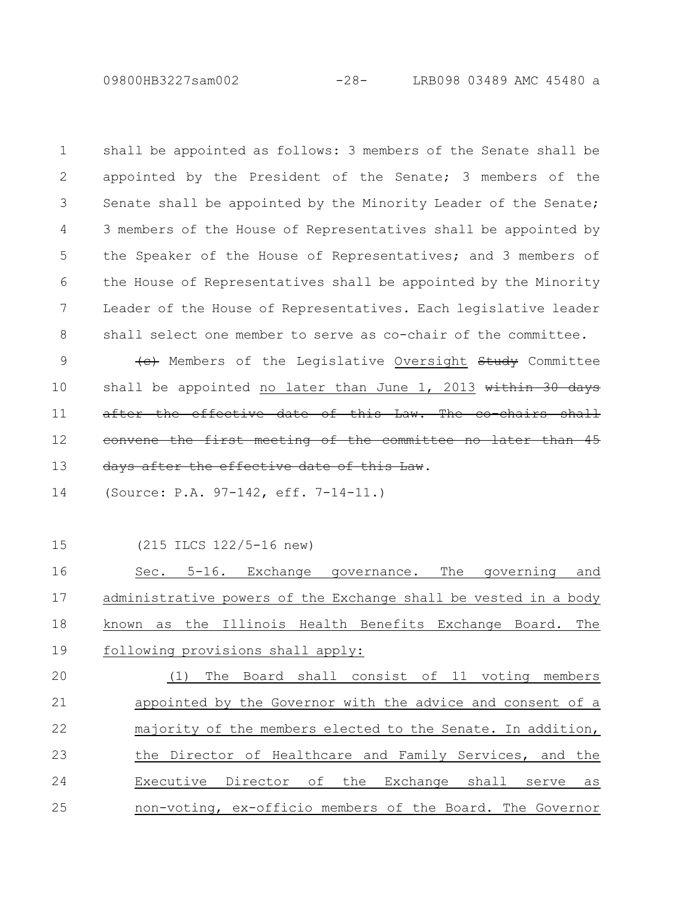shall be appointed as follows: 3 members of the Senate shall be appointed by the President of the Senate; 3 members of the Senate shall be appointed by the Minority Leader of the Senate; 3 members of the House of Representatives shall be appointed by the Speaker of the House of Representatives; and 3 members of the House of Representatives shall be appointed by the Minority Leader of the House of Representatives. Each legislative leader shall select one member to serve as co-chair of the committee.

~~(c)~~ Members of the Legislative <u>Oversight</u> ~~Study~~ Committee shall be appointed <u>no later than June 1, 2013</u> ~~within 30 days after the effective date of this Law. The co-chairs shall convene the first meeting of the committee no later than 45 days after the effective date of this Law~~.

(Source: P.A. 97-142, eff. 7-14-11.)

(215 ILCS 122/5-16 new)

<u>Sec. 5-16. Exchange governance. The governing and administrative powers of the Exchange shall be vested in a body known as the Illinois Health Benefits Exchange Board. The following provisions shall apply:</u>

<u>(1) The Board shall consist of 11 voting members appointed by the Governor with the advice and consent of a majority of the members elected to the Senate. In addition, the Director of Healthcare and Family Services, and the Executive Director of the Exchange shall serve as non-voting, ex-officio members of the Board. The Governor</u>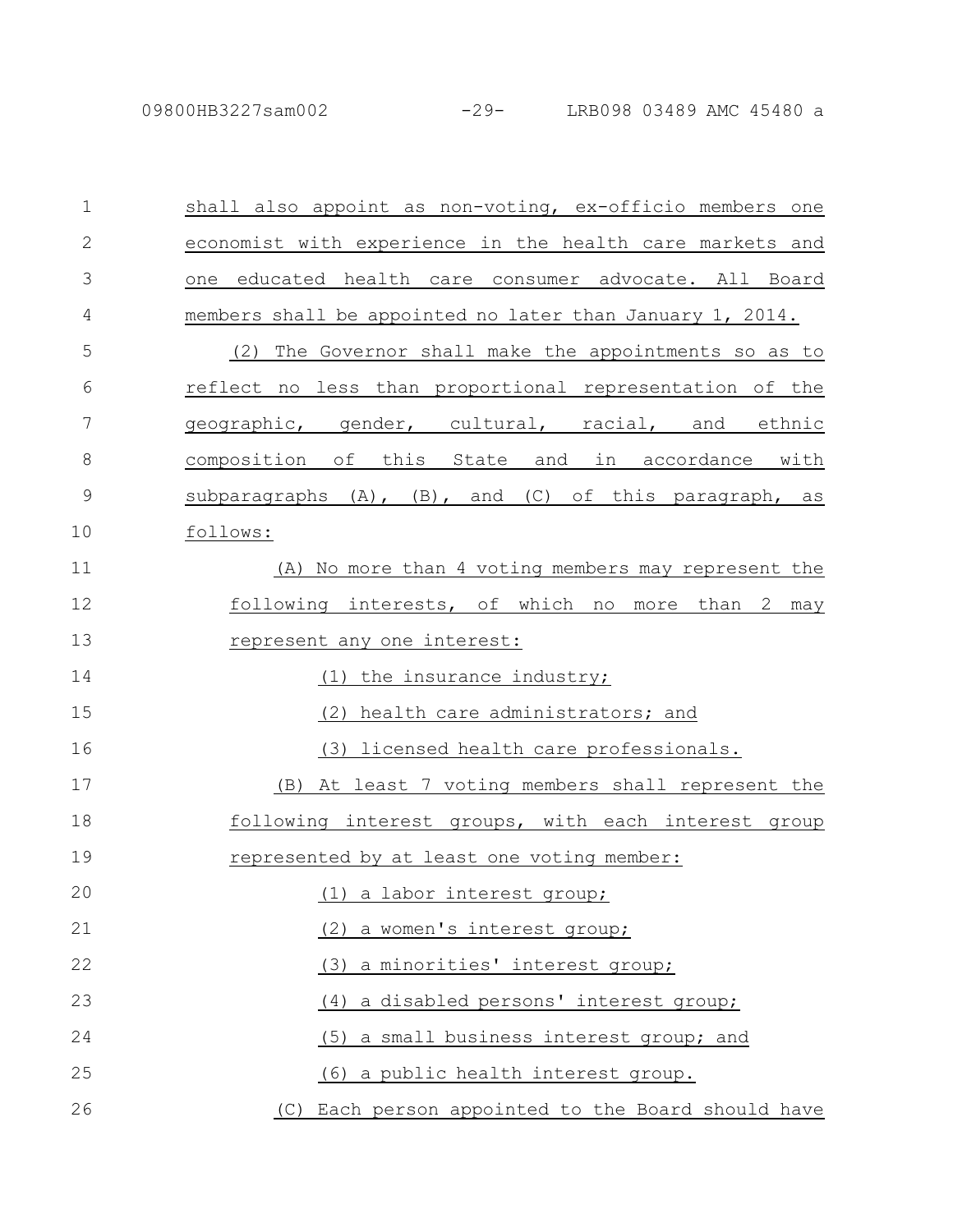shall also appoint as non-voting, ex-officio members one economist with experience in the health care markets and one educated health care consumer advocate. All Board members shall be appointed no later than January 1, 2014.

(2) The Governor shall make the appointments so as to reflect no less than proportional representation of the geographic, gender, cultural, racial, and ethnic composition of this State and in accordance with subparagraphs (A), (B), and (C) of this paragraph, as follows:

(A) No more than 4 voting members may represent the following interests, of which no more than 2 may represent any one interest:

(1) the insurance industry;

(2) health care administrators; and

(3) licensed health care professionals.

(B) At least 7 voting members shall represent the following interest groups, with each interest group represented by at least one voting member:

(1) a labor interest group;

(2) a women's interest group;

(3) a minorities' interest group;

(4) a disabled persons' interest group;

(5) a small business interest group; and

(6) a public health interest group.

(C) Each person appointed to the Board should have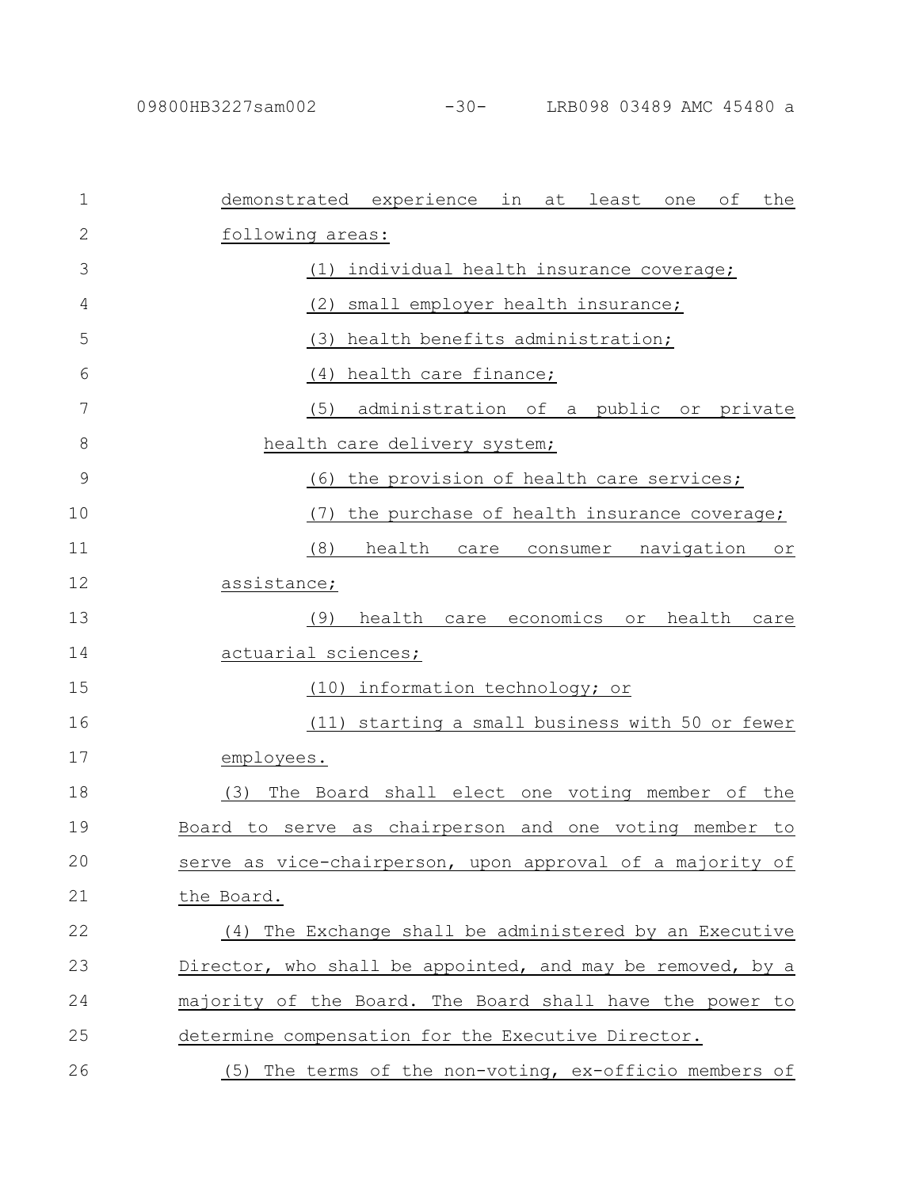demonstrated experience in at least one of the following areas:

(1) individual health insurance coverage;

(2) small employer health insurance;

(3) health benefits administration;

(4) health care finance;

(5) administration of a public or private health care delivery system;

(6) the provision of health care services;

(7) the purchase of health insurance coverage;

(8) health care consumer navigation or assistance;

(9) health care economics or health care actuarial sciences;

(10) information technology; or

(11) starting a small business with 50 or fewer employees.

(3) The Board shall elect one voting member of the Board to serve as chairperson and one voting member to serve as vice-chairperson, upon approval of a majority of the Board.

(4) The Exchange shall be administered by an Executive Director, who shall be appointed, and may be removed, by a majority of the Board. The Board shall have the power to determine compensation for the Executive Director.

(5) The terms of the non-voting, ex-officio members of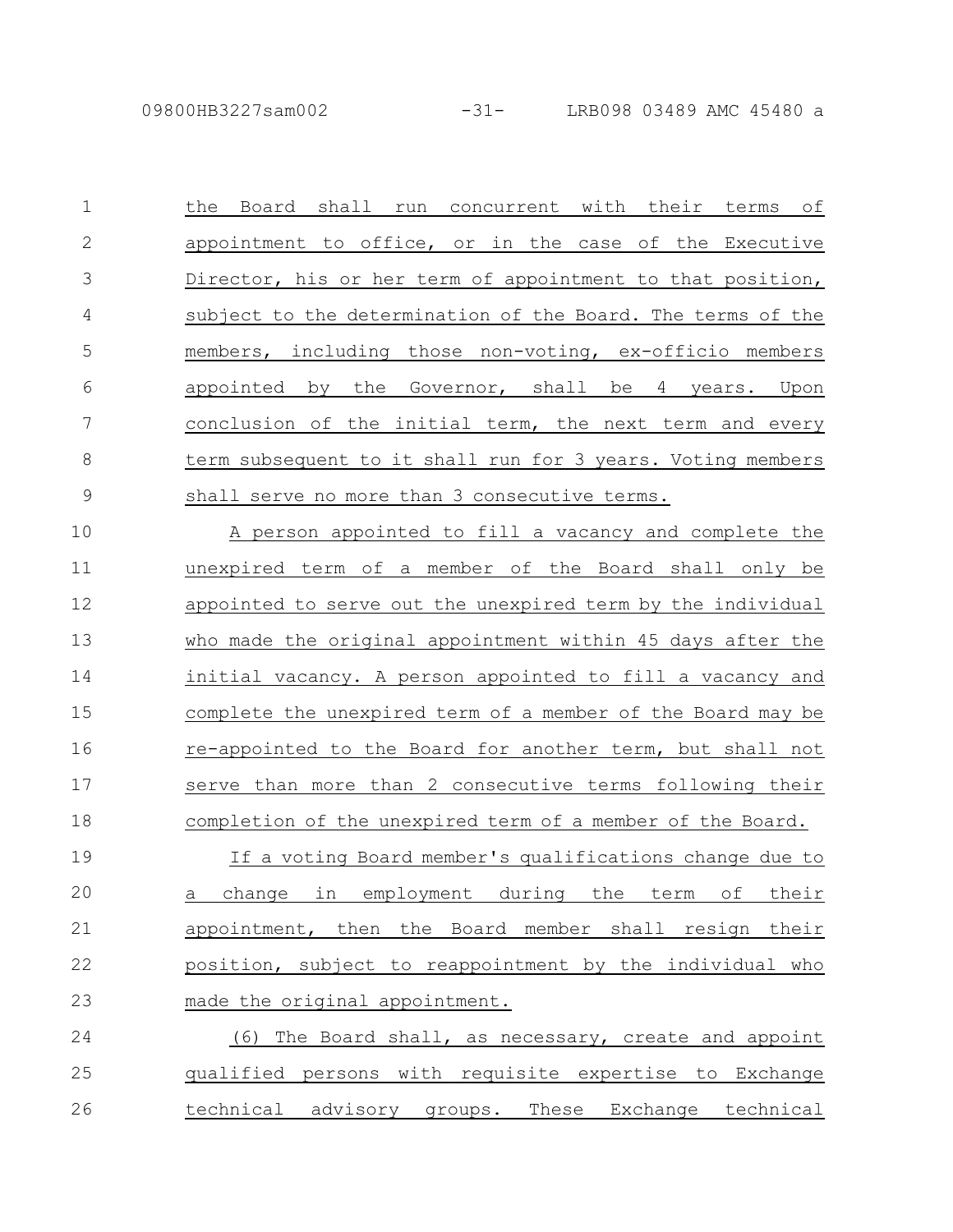the Board shall run concurrent with their terms of appointment to office, or in the case of the Executive Director, his or her term of appointment to that position, subject to the determination of the Board. The terms of the members, including those non-voting, ex-officio members appointed by the Governor, shall be 4 years. Upon conclusion of the initial term, the next term and every term subsequent to it shall run for 3 years. Voting members shall serve no more than 3 consecutive terms.

A person appointed to fill a vacancy and complete the unexpired term of a member of the Board shall only be appointed to serve out the unexpired term by the individual who made the original appointment within 45 days after the initial vacancy. A person appointed to fill a vacancy and complete the unexpired term of a member of the Board may be re-appointed to the Board for another term, but shall not serve than more than 2 consecutive terms following their completion of the unexpired term of a member of the Board.

If a voting Board member's qualifications change due to a change in employment during the term of their appointment, then the Board member shall resign their position, subject to reappointment by the individual who made the original appointment.

(6) The Board shall, as necessary, create and appoint qualified persons with requisite expertise to Exchange technical advisory groups. These Exchange technical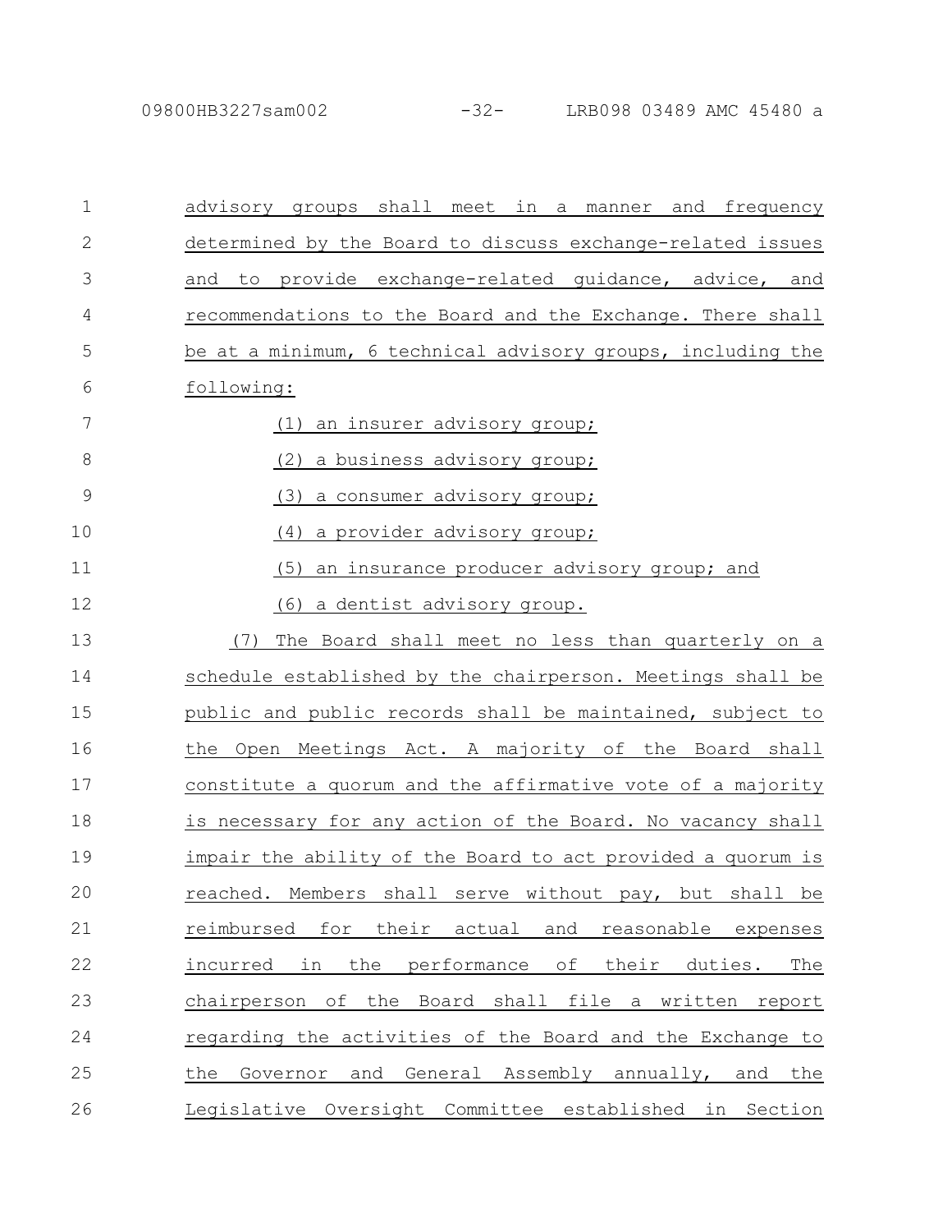advisory groups shall meet in a manner and frequency determined by the Board to discuss exchange-related issues and to provide exchange-related guidance, advice, and recommendations to the Board and the Exchange. There shall be at a minimum, 6 technical advisory groups, including the following:

(1) an insurer advisory group;

(2) a business advisory group;

(3) a consumer advisory group;

(4) a provider advisory group;

(5) an insurance producer advisory group; and

(6) a dentist advisory group.

(7) The Board shall meet no less than quarterly on a schedule established by the chairperson. Meetings shall be public and public records shall be maintained, subject to the Open Meetings Act. A majority of the Board shall constitute a quorum and the affirmative vote of a majority is necessary for any action of the Board. No vacancy shall impair the ability of the Board to act provided a quorum is reached. Members shall serve without pay, but shall be reimbursed for their actual and reasonable expenses incurred in the performance of their duties. The chairperson of the Board shall file a written report regarding the activities of the Board and the Exchange to the Governor and General Assembly annually, and the Legislative Oversight Committee established in Section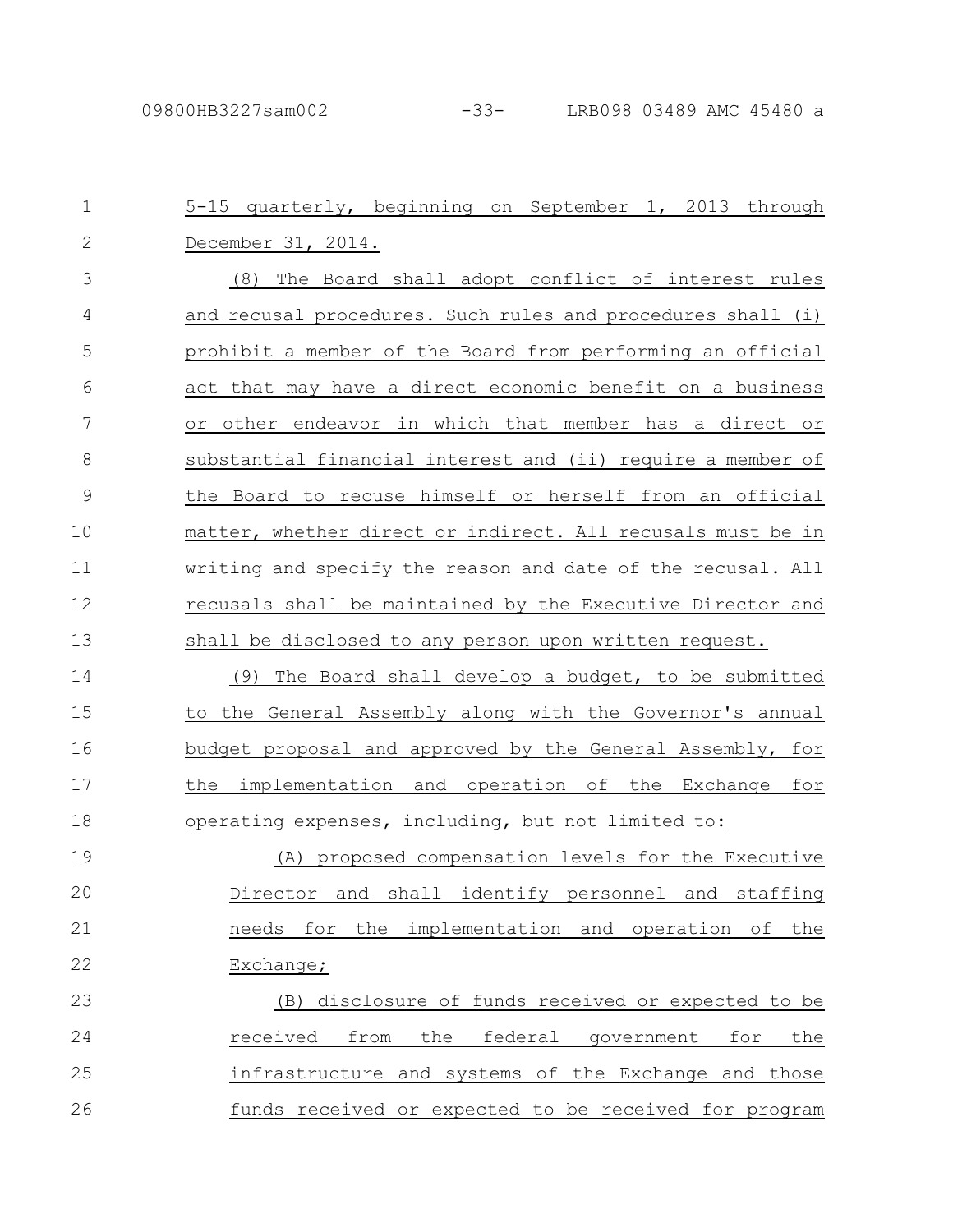5-15 quarterly, beginning on September 1, 2013 through December 31, 2014.

(8) The Board shall adopt conflict of interest rules and recusal procedures. Such rules and procedures shall (i) prohibit a member of the Board from performing an official act that may have a direct economic benefit on a business or other endeavor in which that member has a direct or substantial financial interest and (ii) require a member of the Board to recuse himself or herself from an official matter, whether direct or indirect. All recusals must be in writing and specify the reason and date of the recusal. All recusals shall be maintained by the Executive Director and shall be disclosed to any person upon written request.

(9) The Board shall develop a budget, to be submitted to the General Assembly along with the Governor's annual budget proposal and approved by the General Assembly, for the implementation and operation of the Exchange for operating expenses, including, but not limited to:

(A) proposed compensation levels for the Executive Director and shall identify personnel and staffing needs for the implementation and operation of the Exchange;

(B) disclosure of funds received or expected to be received from the federal government for the infrastructure and systems of the Exchange and those funds received or expected to be received for program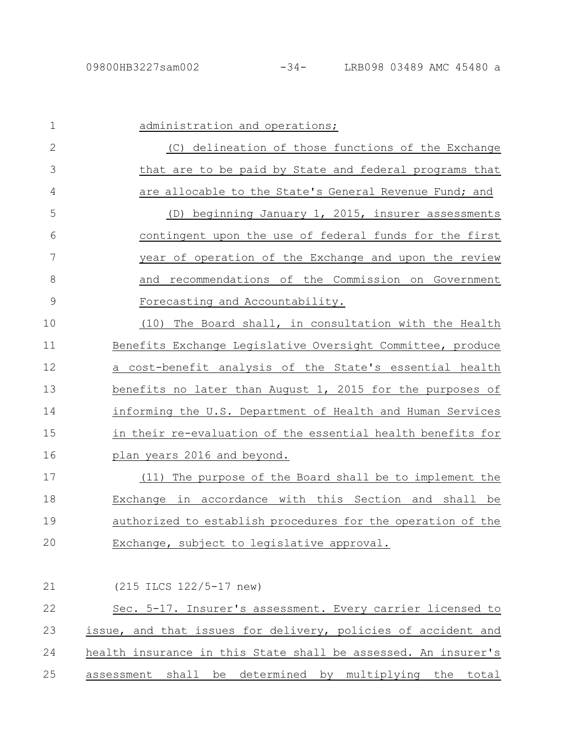administration and operations;

(C) delineation of those functions of the Exchange that are to be paid by State and federal programs that are allocable to the State's General Revenue Fund; and

(D) beginning January 1, 2015, insurer assessments contingent upon the use of federal funds for the first year of operation of the Exchange and upon the review and recommendations of the Commission on Government Forecasting and Accountability.

(10) The Board shall, in consultation with the Health Benefits Exchange Legislative Oversight Committee, produce a cost-benefit analysis of the State's essential health benefits no later than August 1, 2015 for the purposes of informing the U.S. Department of Health and Human Services in their re-evaluation of the essential health benefits for plan years 2016 and beyond.

(11) The purpose of the Board shall be to implement the Exchange in accordance with this Section and shall be authorized to establish procedures for the operation of the Exchange, subject to legislative approval.

(215 ILCS 122/5-17 new)

Sec. 5-17. Insurer's assessment. Every carrier licensed to issue, and that issues for delivery, policies of accident and health insurance in this State shall be assessed. An insurer's assessment shall be determined by multiplying the total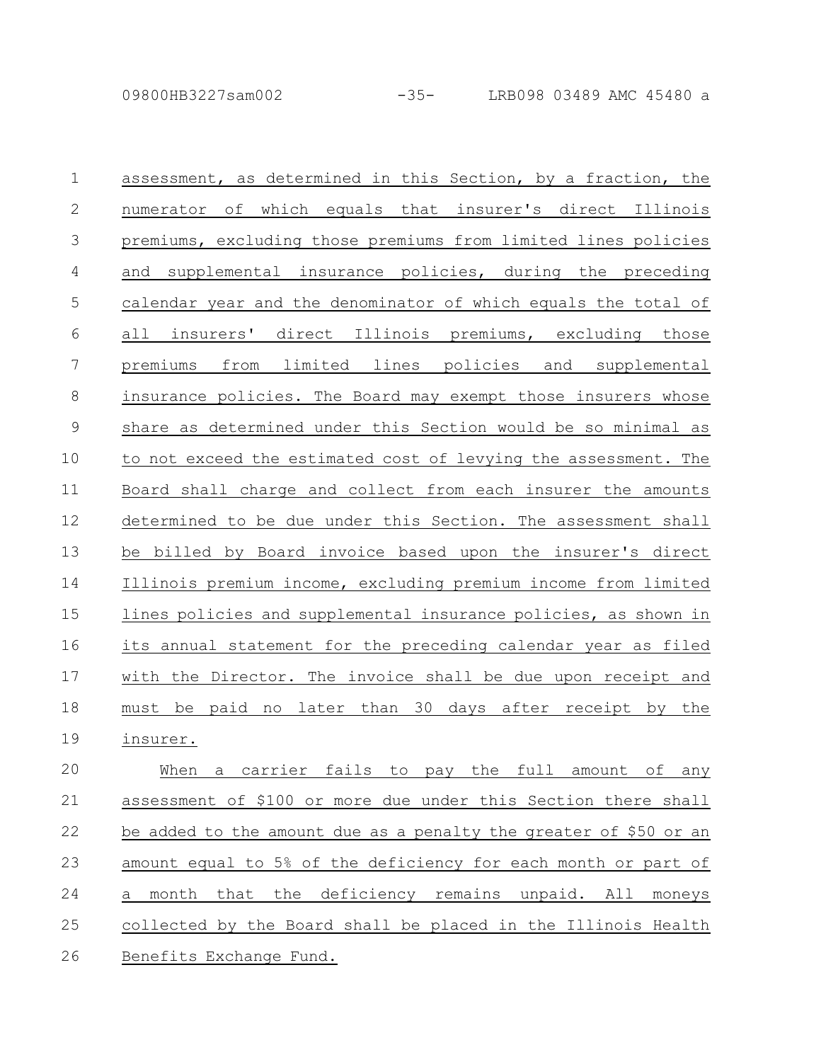assessment, as determined in this Section, by a fraction, the numerator of which equals that insurer's direct Illinois premiums, excluding those premiums from limited lines policies and supplemental insurance policies, during the preceding calendar year and the denominator of which equals the total of all insurers' direct Illinois premiums, excluding those premiums from limited lines policies and supplemental insurance policies. The Board may exempt those insurers whose share as determined under this Section would be so minimal as to not exceed the estimated cost of levying the assessment. The Board shall charge and collect from each insurer the amounts determined to be due under this Section. The assessment shall be billed by Board invoice based upon the insurer's direct Illinois premium income, excluding premium income from limited lines policies and supplemental insurance policies, as shown in its annual statement for the preceding calendar year as filed with the Director. The invoice shall be due upon receipt and must be paid no later than 30 days after receipt by the insurer.

When a carrier fails to pay the full amount of any assessment of $100 or more due under this Section there shall be added to the amount due as a penalty the greater of $50 or an amount equal to 5% of the deficiency for each month or part of a month that the deficiency remains unpaid. All moneys collected by the Board shall be placed in the Illinois Health Benefits Exchange Fund.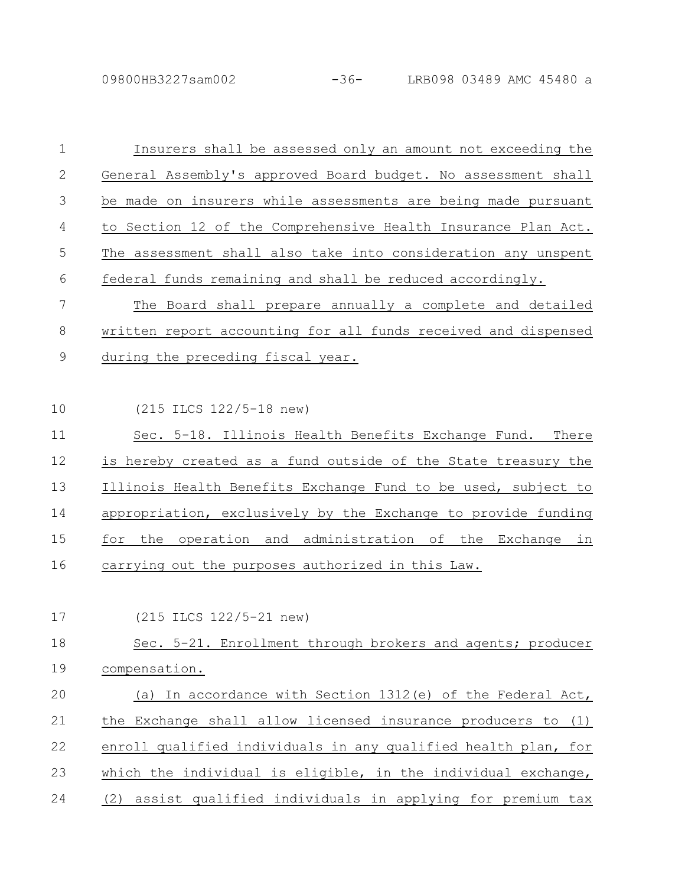Insurers shall be assessed only an amount not exceeding the General Assembly's approved Board budget. No assessment shall be made on insurers while assessments are being made pursuant to Section 12 of the Comprehensive Health Insurance Plan Act. The assessment shall also take into consideration any unspent federal funds remaining and shall be reduced accordingly.

The Board shall prepare annually a complete and detailed written report accounting for all funds received and dispensed during the preceding fiscal year.

(215 ILCS 122/5-18 new)

Sec. 5-18. Illinois Health Benefits Exchange Fund. There is hereby created as a fund outside of the State treasury the Illinois Health Benefits Exchange Fund to be used, subject to appropriation, exclusively by the Exchange to provide funding for the operation and administration of the Exchange in carrying out the purposes authorized in this Law.

(215 ILCS 122/5-21 new)

Sec. 5-21. Enrollment through brokers and agents; producer compensation.

(a) In accordance with Section 1312(e) of the Federal Act, the Exchange shall allow licensed insurance producers to (1) enroll qualified individuals in any qualified health plan, for which the individual is eligible, in the individual exchange, (2) assist qualified individuals in applying for premium tax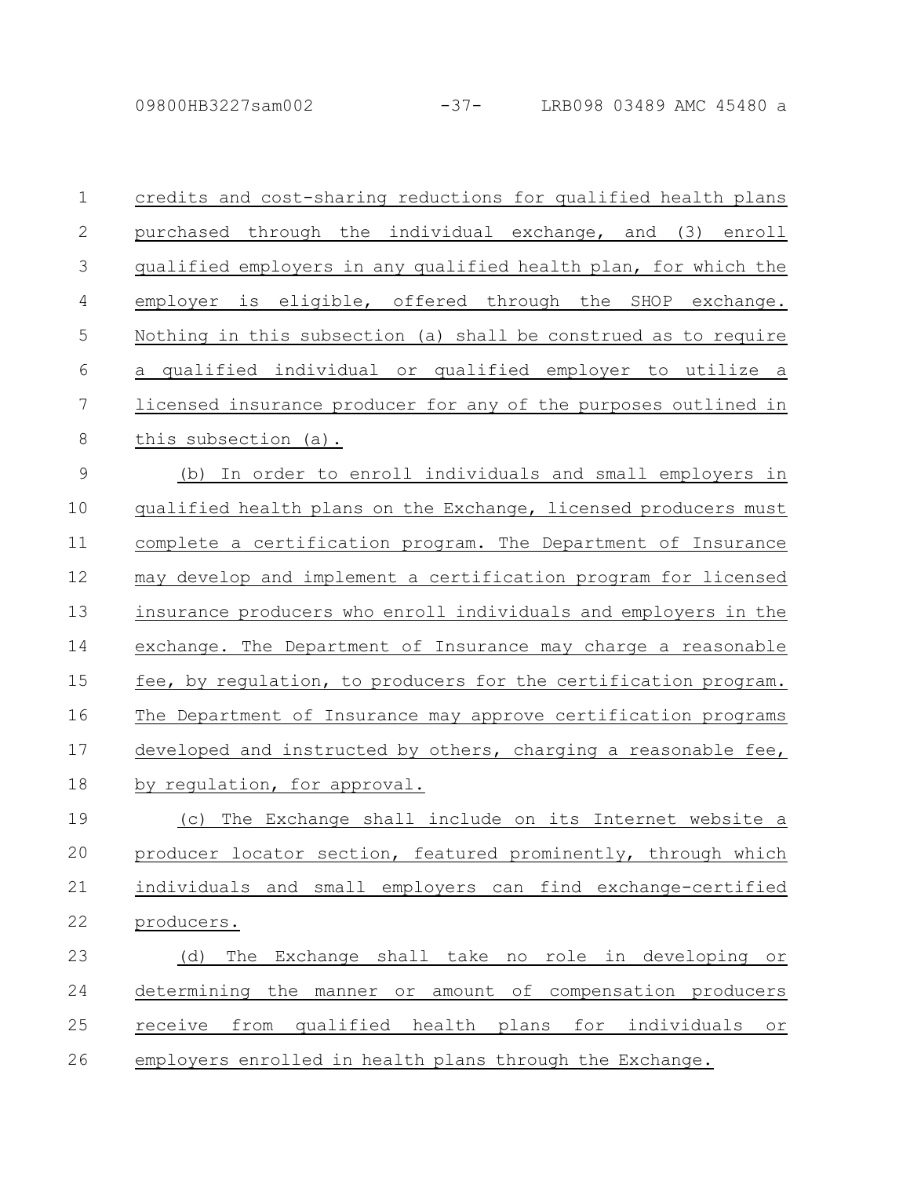credits and cost-sharing reductions for qualified health plans purchased through the individual exchange, and (3) enroll qualified employers in any qualified health plan, for which the employer is eligible, offered through the SHOP exchange. Nothing in this subsection (a) shall be construed as to require a qualified individual or qualified employer to utilize a licensed insurance producer for any of the purposes outlined in this subsection (a).

(b) In order to enroll individuals and small employers in qualified health plans on the Exchange, licensed producers must complete a certification program. The Department of Insurance may develop and implement a certification program for licensed insurance producers who enroll individuals and employers in the exchange. The Department of Insurance may charge a reasonable fee, by regulation, to producers for the certification program. The Department of Insurance may approve certification programs developed and instructed by others, charging a reasonable fee, by regulation, for approval.

(c) The Exchange shall include on its Internet website a producer locator section, featured prominently, through which individuals and small employers can find exchange-certified producers.

(d) The Exchange shall take no role in developing or determining the manner or amount of compensation producers receive from qualified health plans for individuals or employers enrolled in health plans through the Exchange.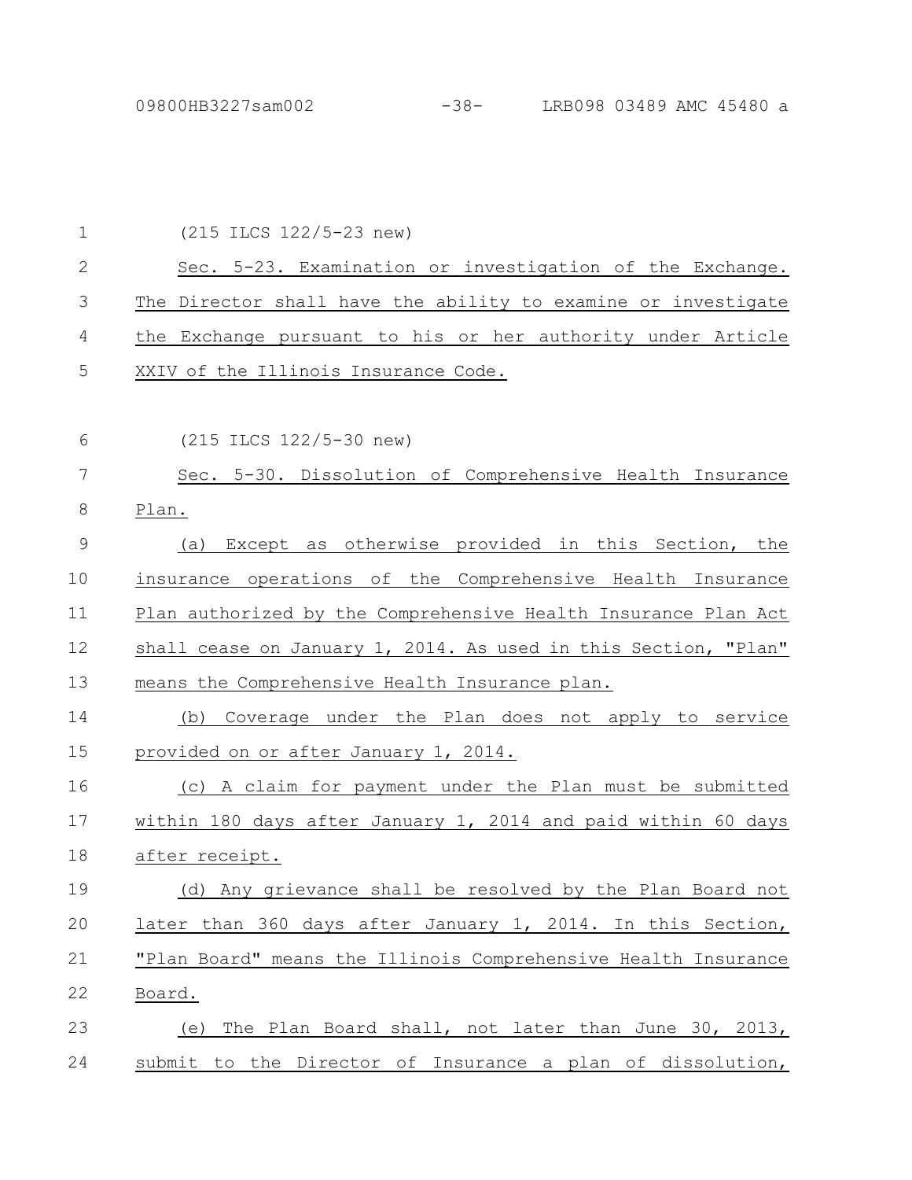(215 ILCS 122/5-23 new)

Sec. 5-23. Examination or investigation of the Exchange. The Director shall have the ability to examine or investigate the Exchange pursuant to his or her authority under Article XXIV of the Illinois Insurance Code.

(215 ILCS 122/5-30 new)

Sec. 5-30. Dissolution of Comprehensive Health Insurance Plan.

(a) Except as otherwise provided in this Section, the insurance operations of the Comprehensive Health Insurance Plan authorized by the Comprehensive Health Insurance Plan Act shall cease on January 1, 2014. As used in this Section, "Plan" means the Comprehensive Health Insurance plan.

(b) Coverage under the Plan does not apply to service provided on or after January 1, 2014.

(c) A claim for payment under the Plan must be submitted within 180 days after January 1, 2014 and paid within 60 days after receipt.

(d) Any grievance shall be resolved by the Plan Board not later than 360 days after January 1, 2014. In this Section, "Plan Board" means the Illinois Comprehensive Health Insurance Board.

(e) The Plan Board shall, not later than June 30, 2013, submit to the Director of Insurance a plan of dissolution,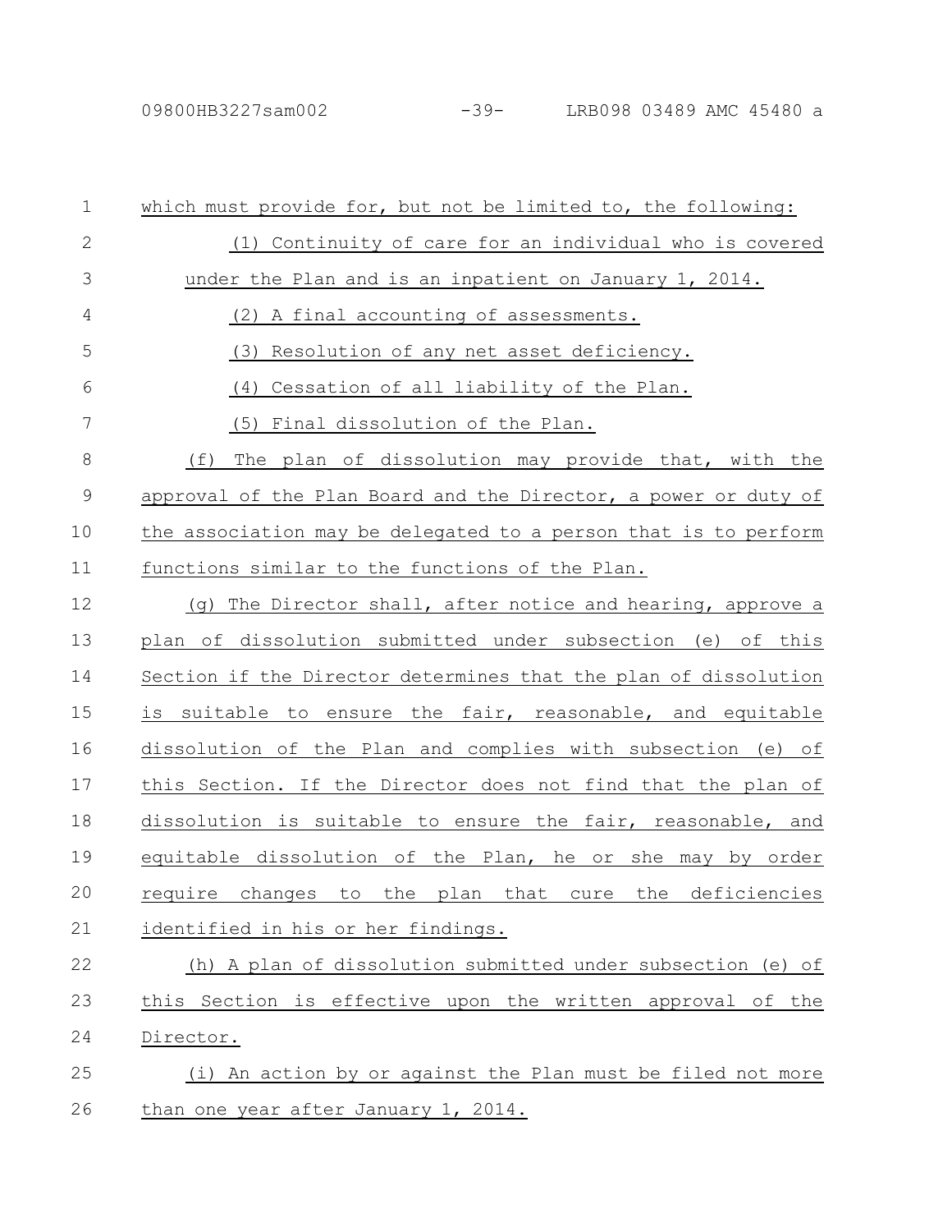which must provide for, but not be limited to, the following:

(1) Continuity of care for an individual who is covered under the Plan and is an inpatient on January 1, 2014.

(2) A final accounting of assessments.

(3) Resolution of any net asset deficiency.

(4) Cessation of all liability of the Plan.

(5) Final dissolution of the Plan.

(f) The plan of dissolution may provide that, with the approval of the Plan Board and the Director, a power or duty of the association may be delegated to a person that is to perform functions similar to the functions of the Plan.

(g) The Director shall, after notice and hearing, approve a plan of dissolution submitted under subsection (e) of this Section if the Director determines that the plan of dissolution is suitable to ensure the fair, reasonable, and equitable dissolution of the Plan and complies with subsection (e) of this Section. If the Director does not find that the plan of dissolution is suitable to ensure the fair, reasonable, and equitable dissolution of the Plan, he or she may by order require changes to the plan that cure the deficiencies identified in his or her findings.

(h) A plan of dissolution submitted under subsection (e) of this Section is effective upon the written approval of the Director.

(i) An action by or against the Plan must be filed not more than one year after January 1, 2014.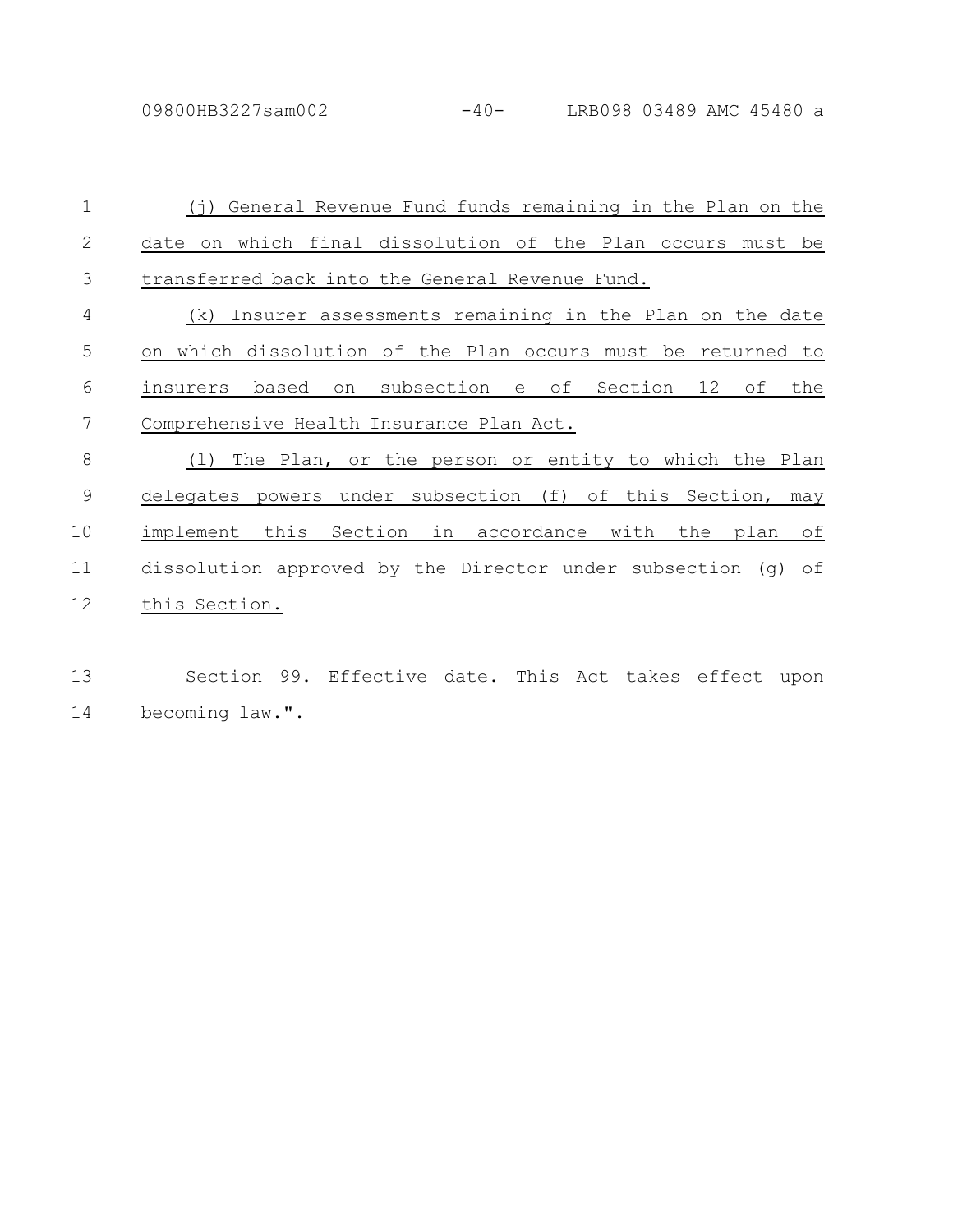(j) General Revenue Fund funds remaining in the Plan on the date on which final dissolution of the Plan occurs must be transferred back into the General Revenue Fund.

(k) Insurer assessments remaining in the Plan on the date on which dissolution of the Plan occurs must be returned to insurers based on subsection e of Section 12 of the Comprehensive Health Insurance Plan Act.

(l) The Plan, or the person or entity to which the Plan delegates powers under subsection (f) of this Section, may implement this Section in accordance with the plan of dissolution approved by the Director under subsection (g) of this Section.

Section 99. Effective date. This Act takes effect upon becoming law.".